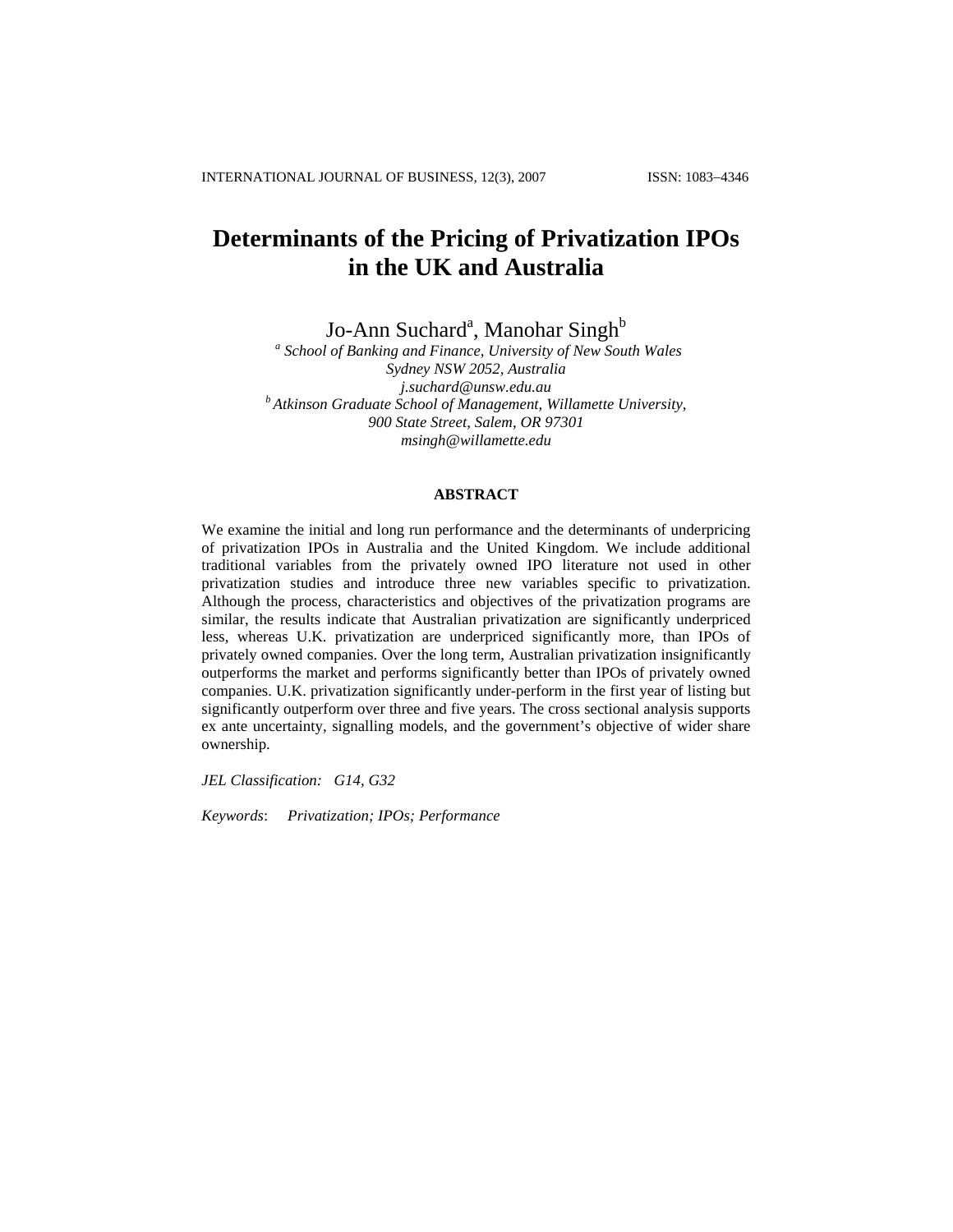# Determinants of the Pricing of Privatization IPOs in the UK and Australia

Jo-Ann Suchard[a], Manohar Singh[b]

[a] *School of Banking and Finance, University of New South Wales*
*Sydney NSW 2052, Australia*
*j.suchard@unsw.edu.au*

[b] *Atkinson Graduate School of Management, Willamette University,*
*900 State Street, Salem, OR 97301*
*msingh@willamette.edu*

## ABSTRACT

We examine the initial and long run performance and the determinants of underpricing of privatization IPOs in Australia and the United Kingdom. We include additional traditional variables from the privately owned IPO literature not used in other privatization studies and introduce three new variables specific to privatization. Although the process, characteristics and objectives of the privatization programs are similar, the results indicate that Australian privatization are significantly underpriced less, whereas U.K. privatization are underpriced significantly more, than IPOs of privately owned companies. Over the long term, Australian privatization insignificantly outperforms the market and performs significantly better than IPOs of privately owned companies. U.K. privatization significantly under-perform in the first year of listing but significantly outperform over three and five years. The cross sectional analysis supports ex ante uncertainty, signalling models, and the government's objective of wider share ownership.

*JEL Classification:* *G14, G32*

*Keywords*: *Privatization; IPOs; Performance*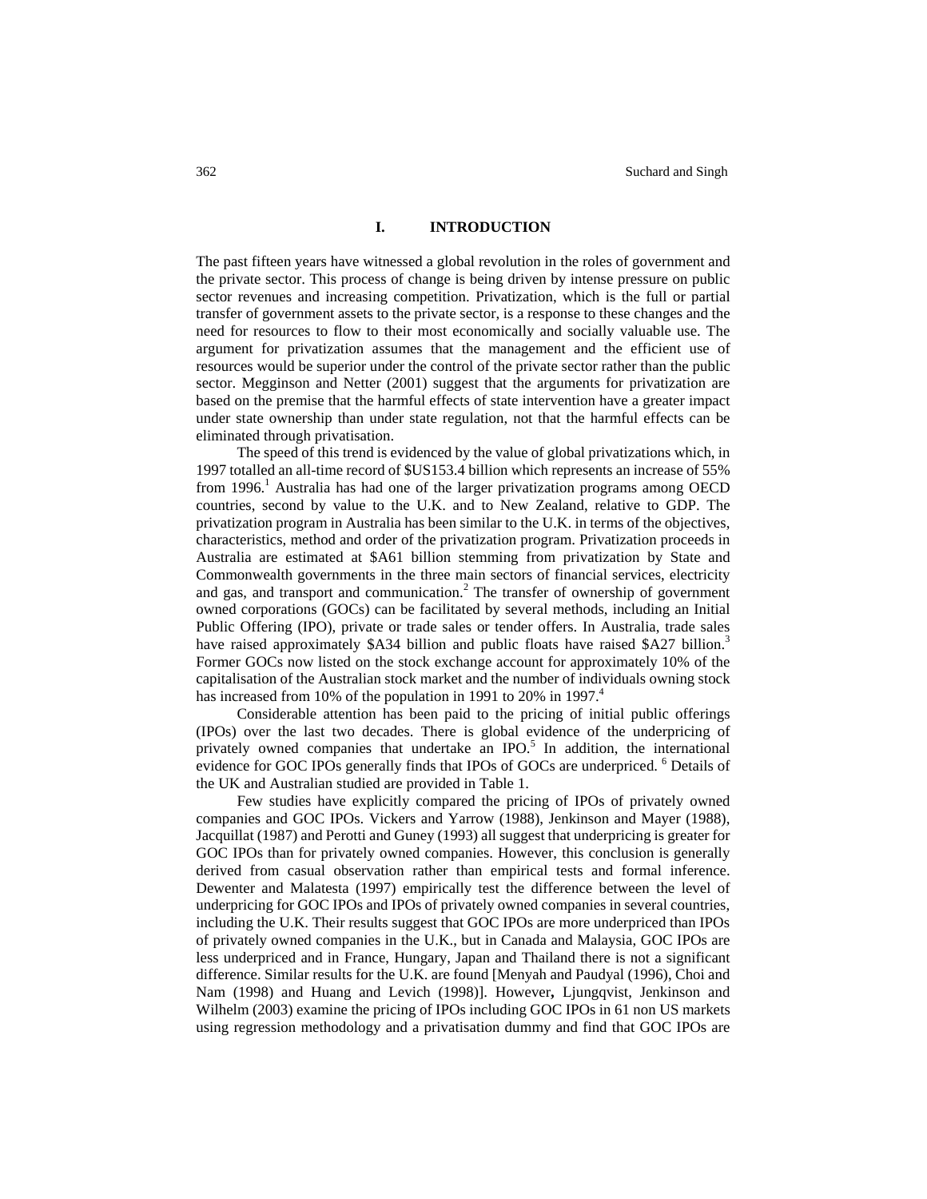## I. INTRODUCTION

The past fifteen years have witnessed a global revolution in the roles of government and the private sector. This process of change is being driven by intense pressure on public sector revenues and increasing competition. Privatization, which is the full or partial transfer of government assets to the private sector, is a response to these changes and the need for resources to flow to their most economically and socially valuable use. The argument for privatization assumes that the management and the efficient use of resources would be superior under the control of the private sector rather than the public sector. Megginson and Netter (2001) suggest that the arguments for privatization are based on the premise that the harmful effects of state intervention have a greater impact under state ownership than under state regulation, not that the harmful effects can be eliminated through privatisation.

The speed of this trend is evidenced by the value of global privatizations which, in 1997 totalled an all-time record of $US153.4 billion which represents an increase of 55% from 1996.[1] Australia has had one of the larger privatization programs among OECD countries, second by value to the U.K. and to New Zealand, relative to GDP. The privatization program in Australia has been similar to the U.K. in terms of the objectives, characteristics, method and order of the privatization program. Privatization proceeds in Australia are estimated at $A61 billion stemming from privatization by State and Commonwealth governments in the three main sectors of financial services, electricity and gas, and transport and communication.[2] The transfer of ownership of government owned corporations (GOCs) can be facilitated by several methods, including an Initial Public Offering (IPO), private or trade sales or tender offers. In Australia, trade sales have raised approximately $A34 billion and public floats have raised $A27 billion.[3] Former GOCs now listed on the stock exchange account for approximately 10% of the capitalisation of the Australian stock market and the number of individuals owning stock has increased from 10% of the population in 1991 to 20% in 1997.[4]

Considerable attention has been paid to the pricing of initial public offerings (IPOs) over the last two decades. There is global evidence of the underpricing of privately owned companies that undertake an IPO.[5] In addition, the international evidence for GOC IPOs generally finds that IPOs of GOCs are underpriced. [6] Details of the UK and Australian studied are provided in Table 1.

Few studies have explicitly compared the pricing of IPOs of privately owned companies and GOC IPOs. Vickers and Yarrow (1988), Jenkinson and Mayer (1988), Jacquillat (1987) and Perotti and Guney (1993) all suggest that underpricing is greater for GOC IPOs than for privately owned companies. However, this conclusion is generally derived from casual observation rather than empirical tests and formal inference. Dewenter and Malatesta (1997) empirically test the difference between the level of underpricing for GOC IPOs and IPOs of privately owned companies in several countries, including the U.K. Their results suggest that GOC IPOs are more underpriced than IPOs of privately owned companies in the U.K., but in Canada and Malaysia, GOC IPOs are less underpriced and in France, Hungary, Japan and Thailand there is not a significant difference. Similar results for the U.K. are found [Menyah and Paudyal (1996), Choi and Nam (1998) and Huang and Levich (1998)]. However**,** Ljungqvist, Jenkinson and Wilhelm (2003) examine the pricing of IPOs including GOC IPOs in 61 non US markets using regression methodology and a privatisation dummy and find that GOC IPOs are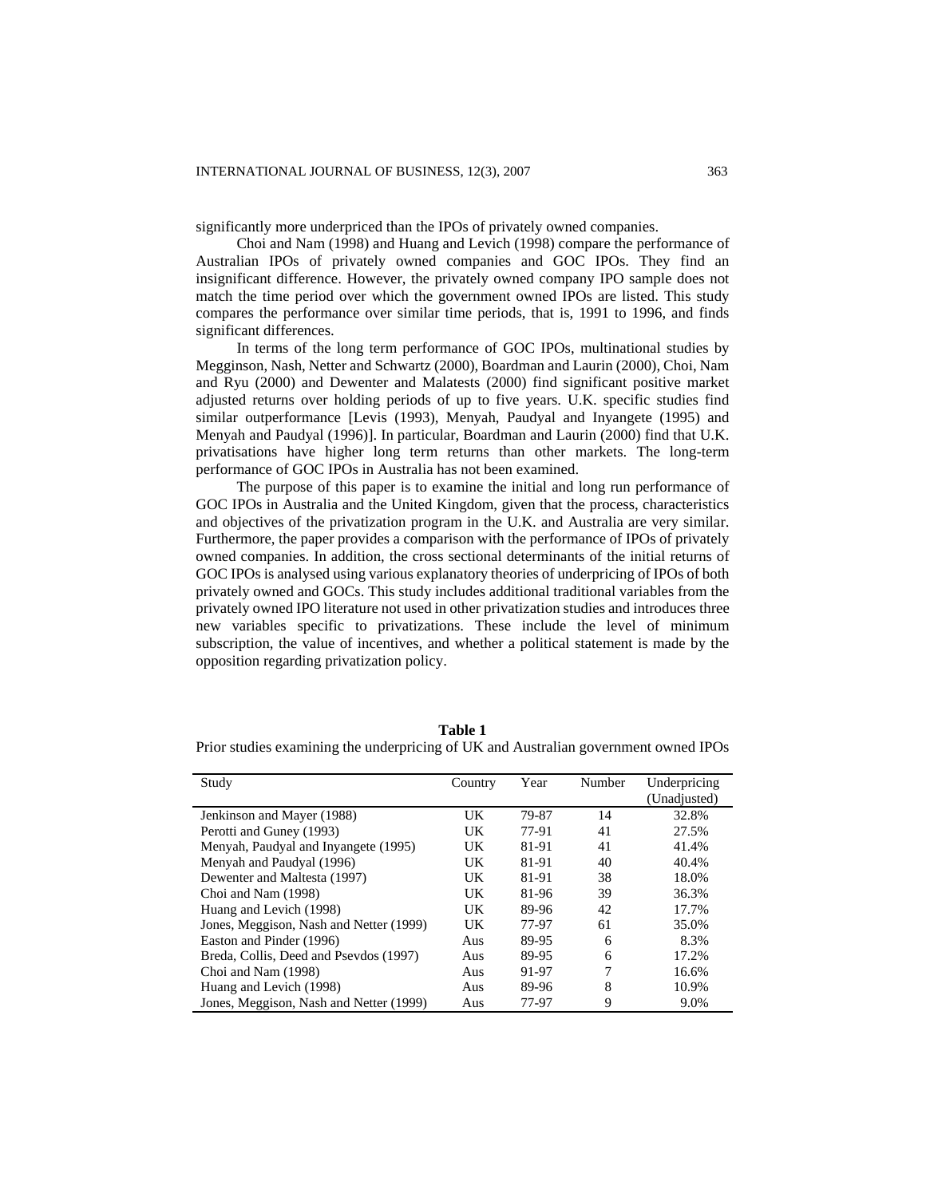significantly more underpriced than the IPOs of privately owned companies.

Choi and Nam (1998) and Huang and Levich (1998) compare the performance of Australian IPOs of privately owned companies and GOC IPOs. They find an insignificant difference. However, the privately owned company IPO sample does not match the time period over which the government owned IPOs are listed. This study compares the performance over similar time periods, that is, 1991 to 1996, and finds significant differences.

In terms of the long term performance of GOC IPOs, multinational studies by Megginson, Nash, Netter and Schwartz (2000), Boardman and Laurin (2000), Choi, Nam and Ryu (2000) and Dewenter and Malatests (2000) find significant positive market adjusted returns over holding periods of up to five years. U.K. specific studies find similar outperformance [Levis (1993), Menyah, Paudyal and Inyangete (1995) and Menyah and Paudyal (1996)]. In particular, Boardman and Laurin (2000) find that U.K. privatisations have higher long term returns than other markets. The long-term performance of GOC IPOs in Australia has not been examined.

The purpose of this paper is to examine the initial and long run performance of GOC IPOs in Australia and the United Kingdom, given that the process, characteristics and objectives of the privatization program in the U.K. and Australia are very similar. Furthermore, the paper provides a comparison with the performance of IPOs of privately owned companies. In addition, the cross sectional determinants of the initial returns of GOC IPOs is analysed using various explanatory theories of underpricing of IPOs of both privately owned and GOCs. This study includes additional traditional variables from the privately owned IPO literature not used in other privatization studies and introduces three new variables specific to privatizations. These include the level of minimum subscription, the value of incentives, and whether a political statement is made by the opposition regarding privatization policy.

**Table 1**

Prior studies examining the underpricing of UK and Australian government owned IPOs

| Study | Country | Year | Number | Underpricing (Unadjusted) |
|---|---|---|---|---|
| Jenkinson and Mayer (1988) | UK | 79-87 | 14 | 32.8% |
| Perotti and Guney (1993) | UK | 77-91 | 41 | 27.5% |
| Menyah, Paudyal and Inyangete (1995) | UK | 81-91 | 41 | 41.4% |
| Menyah and Paudyal (1996) | UK | 81-91 | 40 | 40.4% |
| Dewenter and Maltesta (1997) | UK | 81-91 | 38 | 18.0% |
| Choi and Nam (1998) | UK | 81-96 | 39 | 36.3% |
| Huang and Levich (1998) | UK | 89-96 | 42 | 17.7% |
| Jones, Meggison, Nash and Netter (1999) | UK | 77-97 | 61 | 35.0% |
| Easton and Pinder (1996) | Aus | 89-95 | 6 | 8.3% |
| Breda, Collis, Deed and Psevdos (1997) | Aus | 89-95 | 6 | 17.2% |
| Choi and Nam (1998) | Aus | 91-97 | 7 | 16.6% |
| Huang and Levich (1998) | Aus | 89-96 | 8 | 10.9% |
| Jones, Meggison, Nash and Netter (1999) | Aus | 77-97 | 9 | 9.0% |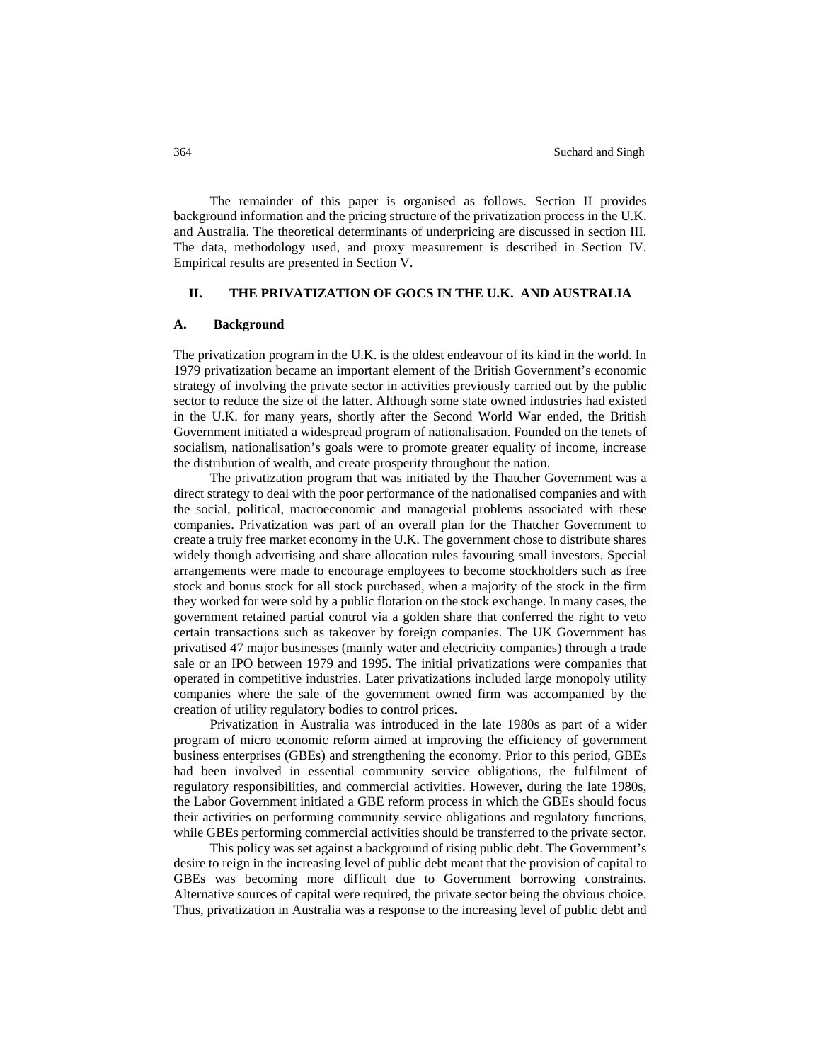The remainder of this paper is organised as follows. Section II provides background information and the pricing structure of the privatization process in the U.K. and Australia. The theoretical determinants of underpricing are discussed in section III. The data, methodology used, and proxy measurement is described in Section IV. Empirical results are presented in Section V.

## II. THE PRIVATIZATION OF GOCS IN THE U.K. AND AUSTRALIA

### A. Background

The privatization program in the U.K. is the oldest endeavour of its kind in the world. In 1979 privatization became an important element of the British Government's economic strategy of involving the private sector in activities previously carried out by the public sector to reduce the size of the latter. Although some state owned industries had existed in the U.K. for many years, shortly after the Second World War ended, the British Government initiated a widespread program of nationalisation. Founded on the tenets of socialism, nationalisation's goals were to promote greater equality of income, increase the distribution of wealth, and create prosperity throughout the nation.

The privatization program that was initiated by the Thatcher Government was a direct strategy to deal with the poor performance of the nationalised companies and with the social, political, macroeconomic and managerial problems associated with these companies. Privatization was part of an overall plan for the Thatcher Government to create a truly free market economy in the U.K. The government chose to distribute shares widely though advertising and share allocation rules favouring small investors. Special arrangements were made to encourage employees to become stockholders such as free stock and bonus stock for all stock purchased, when a majority of the stock in the firm they worked for were sold by a public flotation on the stock exchange. In many cases, the government retained partial control via a golden share that conferred the right to veto certain transactions such as takeover by foreign companies. The UK Government has privatised 47 major businesses (mainly water and electricity companies) through a trade sale or an IPO between 1979 and 1995. The initial privatizations were companies that operated in competitive industries. Later privatizations included large monopoly utility companies where the sale of the government owned firm was accompanied by the creation of utility regulatory bodies to control prices.

Privatization in Australia was introduced in the late 1980s as part of a wider program of micro economic reform aimed at improving the efficiency of government business enterprises (GBEs) and strengthening the economy. Prior to this period, GBEs had been involved in essential community service obligations, the fulfilment of regulatory responsibilities, and commercial activities. However, during the late 1980s, the Labor Government initiated a GBE reform process in which the GBEs should focus their activities on performing community service obligations and regulatory functions, while GBEs performing commercial activities should be transferred to the private sector.

This policy was set against a background of rising public debt. The Government's desire to reign in the increasing level of public debt meant that the provision of capital to GBEs was becoming more difficult due to Government borrowing constraints. Alternative sources of capital were required, the private sector being the obvious choice. Thus, privatization in Australia was a response to the increasing level of public debt and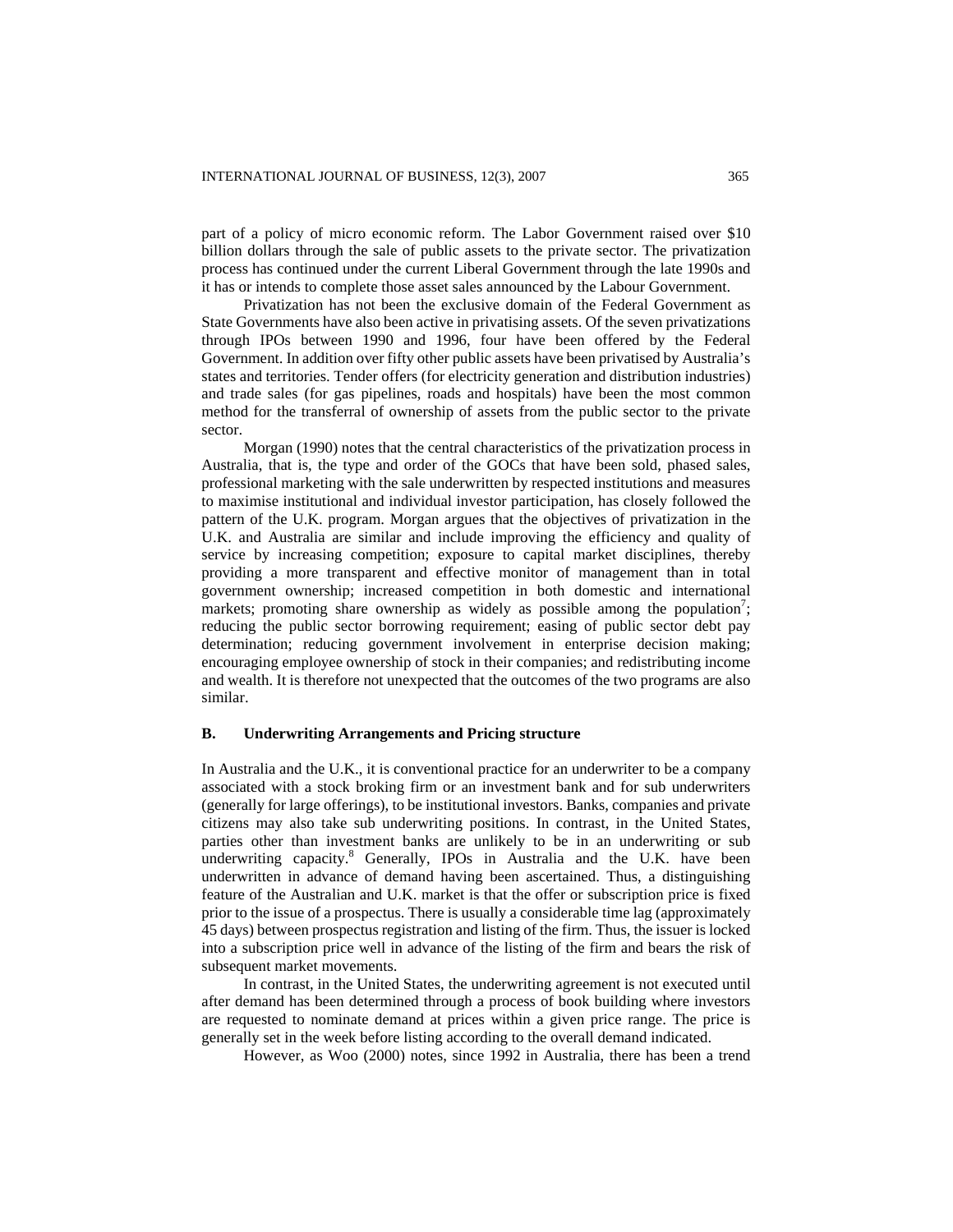part of a policy of micro economic reform. The Labor Government raised over $10 billion dollars through the sale of public assets to the private sector. The privatization process has continued under the current Liberal Government through the late 1990s and it has or intends to complete those asset sales announced by the Labour Government.

Privatization has not been the exclusive domain of the Federal Government as State Governments have also been active in privatising assets. Of the seven privatizations through IPOs between 1990 and 1996, four have been offered by the Federal Government. In addition over fifty other public assets have been privatised by Australia's states and territories. Tender offers (for electricity generation and distribution industries) and trade sales (for gas pipelines, roads and hospitals) have been the most common method for the transferral of ownership of assets from the public sector to the private sector.

Morgan (1990) notes that the central characteristics of the privatization process in Australia, that is, the type and order of the GOCs that have been sold, phased sales, professional marketing with the sale underwritten by respected institutions and measures to maximise institutional and individual investor participation, has closely followed the pattern of the U.K. program. Morgan argues that the objectives of privatization in the U.K. and Australia are similar and include improving the efficiency and quality of service by increasing competition; exposure to capital market disciplines, thereby providing a more transparent and effective monitor of management than in total government ownership; increased competition in both domestic and international markets; promoting share ownership as widely as possible among the population[7]; reducing the public sector borrowing requirement; easing of public sector debt pay determination; reducing government involvement in enterprise decision making; encouraging employee ownership of stock in their companies; and redistributing income and wealth. It is therefore not unexpected that the outcomes of the two programs are also similar.

### B. Underwriting Arrangements and Pricing structure

In Australia and the U.K., it is conventional practice for an underwriter to be a company associated with a stock broking firm or an investment bank and for sub underwriters (generally for large offerings), to be institutional investors. Banks, companies and private citizens may also take sub underwriting positions. In contrast, in the United States, parties other than investment banks are unlikely to be in an underwriting or sub underwriting capacity.[8] Generally, IPOs in Australia and the U.K. have been underwritten in advance of demand having been ascertained. Thus, a distinguishing feature of the Australian and U.K. market is that the offer or subscription price is fixed prior to the issue of a prospectus. There is usually a considerable time lag (approximately 45 days) between prospectus registration and listing of the firm. Thus, the issuer is locked into a subscription price well in advance of the listing of the firm and bears the risk of subsequent market movements.

In contrast, in the United States, the underwriting agreement is not executed until after demand has been determined through a process of book building where investors are requested to nominate demand at prices within a given price range. The price is generally set in the week before listing according to the overall demand indicated.

However, as Woo (2000) notes, since 1992 in Australia, there has been a trend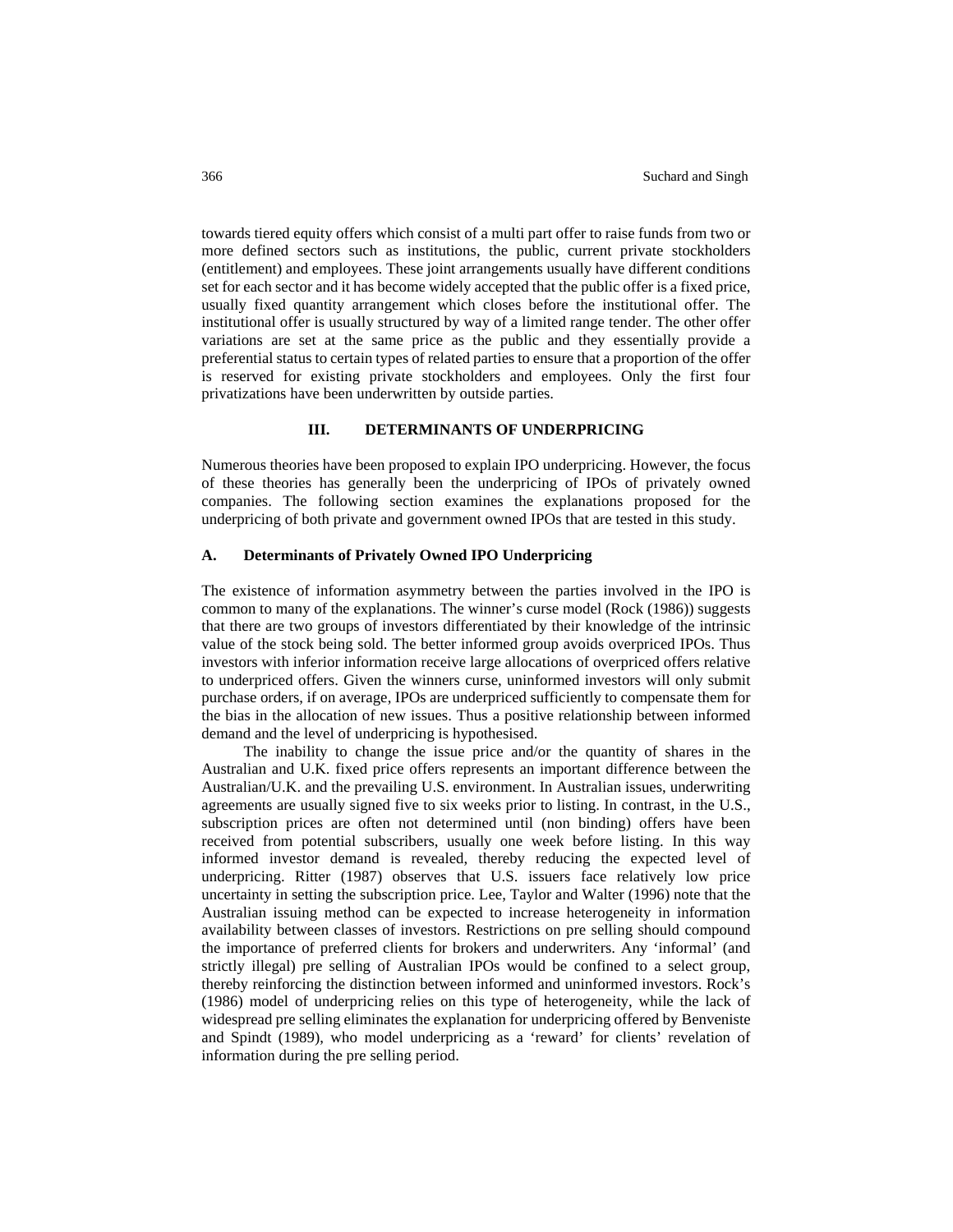towards tiered equity offers which consist of a multi part offer to raise funds from two or more defined sectors such as institutions, the public, current private stockholders (entitlement) and employees. These joint arrangements usually have different conditions set for each sector and it has become widely accepted that the public offer is a fixed price, usually fixed quantity arrangement which closes before the institutional offer. The institutional offer is usually structured by way of a limited range tender. The other offer variations are set at the same price as the public and they essentially provide a preferential status to certain types of related parties to ensure that a proportion of the offer is reserved for existing private stockholders and employees. Only the first four privatizations have been underwritten by outside parties.

## III. DETERMINANTS OF UNDERPRICING

Numerous theories have been proposed to explain IPO underpricing. However, the focus of these theories has generally been the underpricing of IPOs of privately owned companies. The following section examines the explanations proposed for the underpricing of both private and government owned IPOs that are tested in this study.

### A. Determinants of Privately Owned IPO Underpricing

The existence of information asymmetry between the parties involved in the IPO is common to many of the explanations. The winner's curse model (Rock (1986)) suggests that there are two groups of investors differentiated by their knowledge of the intrinsic value of the stock being sold. The better informed group avoids overpriced IPOs. Thus investors with inferior information receive large allocations of overpriced offers relative to underpriced offers. Given the winners curse, uninformed investors will only submit purchase orders, if on average, IPOs are underpriced sufficiently to compensate them for the bias in the allocation of new issues. Thus a positive relationship between informed demand and the level of underpricing is hypothesised.

The inability to change the issue price and/or the quantity of shares in the Australian and U.K. fixed price offers represents an important difference between the Australian/U.K. and the prevailing U.S. environment. In Australian issues, underwriting agreements are usually signed five to six weeks prior to listing. In contrast, in the U.S., subscription prices are often not determined until (non binding) offers have been received from potential subscribers, usually one week before listing. In this way informed investor demand is revealed, thereby reducing the expected level of underpricing. Ritter (1987) observes that U.S. issuers face relatively low price uncertainty in setting the subscription price. Lee, Taylor and Walter (1996) note that the Australian issuing method can be expected to increase heterogeneity in information availability between classes of investors. Restrictions on pre selling should compound the importance of preferred clients for brokers and underwriters. Any 'informal' (and strictly illegal) pre selling of Australian IPOs would be confined to a select group, thereby reinforcing the distinction between informed and uninformed investors. Rock's (1986) model of underpricing relies on this type of heterogeneity, while the lack of widespread pre selling eliminates the explanation for underpricing offered by Benveniste and Spindt (1989), who model underpricing as a 'reward' for clients' revelation of information during the pre selling period.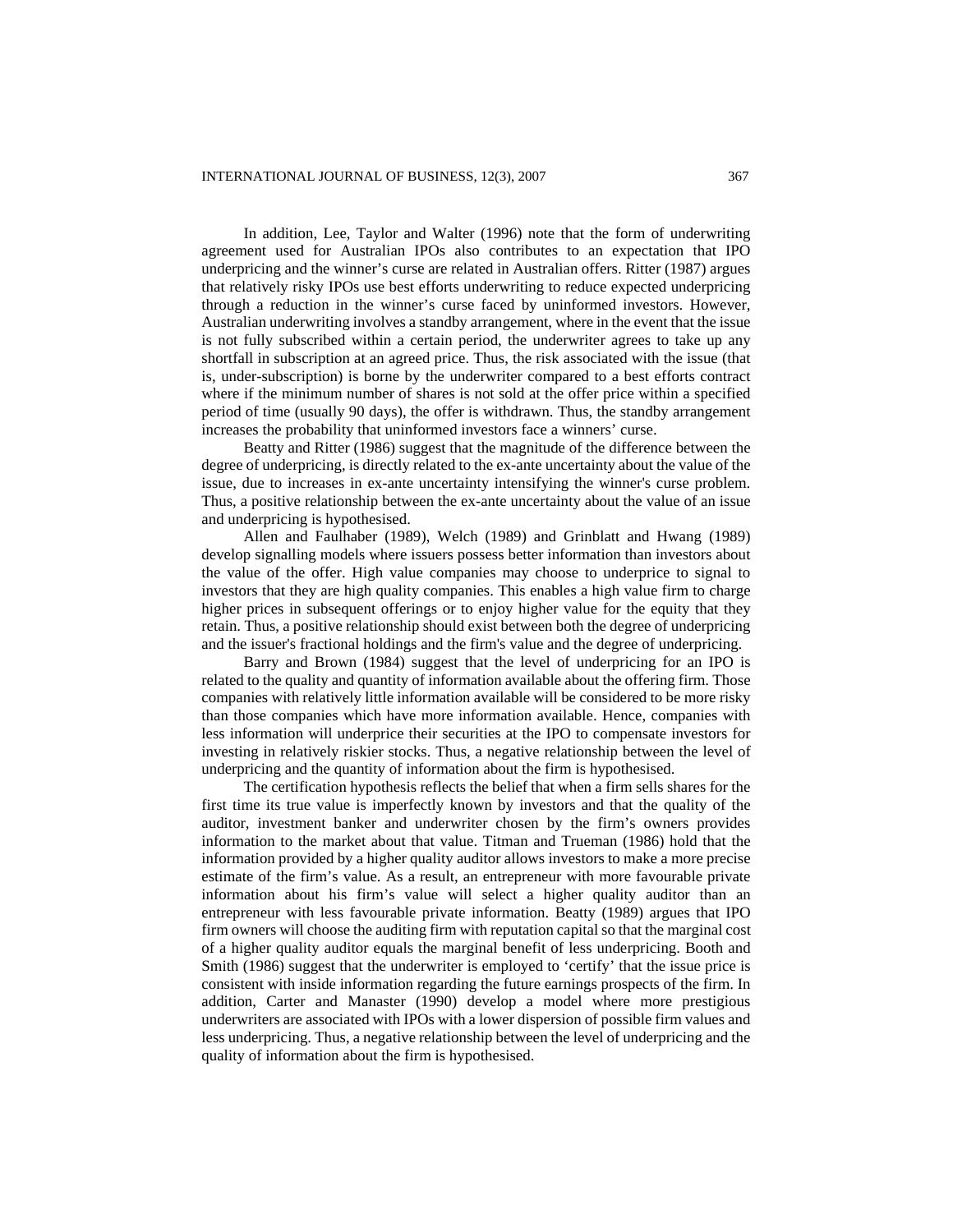In addition, Lee, Taylor and Walter (1996) note that the form of underwriting agreement used for Australian IPOs also contributes to an expectation that IPO underpricing and the winner's curse are related in Australian offers. Ritter (1987) argues that relatively risky IPOs use best efforts underwriting to reduce expected underpricing through a reduction in the winner's curse faced by uninformed investors. However, Australian underwriting involves a standby arrangement, where in the event that the issue is not fully subscribed within a certain period, the underwriter agrees to take up any shortfall in subscription at an agreed price. Thus, the risk associated with the issue (that is, under-subscription) is borne by the underwriter compared to a best efforts contract where if the minimum number of shares is not sold at the offer price within a specified period of time (usually 90 days), the offer is withdrawn. Thus, the standby arrangement increases the probability that uninformed investors face a winners' curse.

Beatty and Ritter (1986) suggest that the magnitude of the difference between the degree of underpricing, is directly related to the ex-ante uncertainty about the value of the issue, due to increases in ex-ante uncertainty intensifying the winner's curse problem. Thus, a positive relationship between the ex-ante uncertainty about the value of an issue and underpricing is hypothesised.

Allen and Faulhaber (1989), Welch (1989) and Grinblatt and Hwang (1989) develop signalling models where issuers possess better information than investors about the value of the offer. High value companies may choose to underprice to signal to investors that they are high quality companies. This enables a high value firm to charge higher prices in subsequent offerings or to enjoy higher value for the equity that they retain. Thus, a positive relationship should exist between both the degree of underpricing and the issuer's fractional holdings and the firm's value and the degree of underpricing.

Barry and Brown (1984) suggest that the level of underpricing for an IPO is related to the quality and quantity of information available about the offering firm. Those companies with relatively little information available will be considered to be more risky than those companies which have more information available. Hence, companies with less information will underprice their securities at the IPO to compensate investors for investing in relatively riskier stocks. Thus, a negative relationship between the level of underpricing and the quantity of information about the firm is hypothesised.

The certification hypothesis reflects the belief that when a firm sells shares for the first time its true value is imperfectly known by investors and that the quality of the auditor, investment banker and underwriter chosen by the firm's owners provides information to the market about that value. Titman and Trueman (1986) hold that the information provided by a higher quality auditor allows investors to make a more precise estimate of the firm's value. As a result, an entrepreneur with more favourable private information about his firm's value will select a higher quality auditor than an entrepreneur with less favourable private information. Beatty (1989) argues that IPO firm owners will choose the auditing firm with reputation capital so that the marginal cost of a higher quality auditor equals the marginal benefit of less underpricing. Booth and Smith (1986) suggest that the underwriter is employed to 'certify' that the issue price is consistent with inside information regarding the future earnings prospects of the firm. In addition, Carter and Manaster (1990) develop a model where more prestigious underwriters are associated with IPOs with a lower dispersion of possible firm values and less underpricing. Thus, a negative relationship between the level of underpricing and the quality of information about the firm is hypothesised.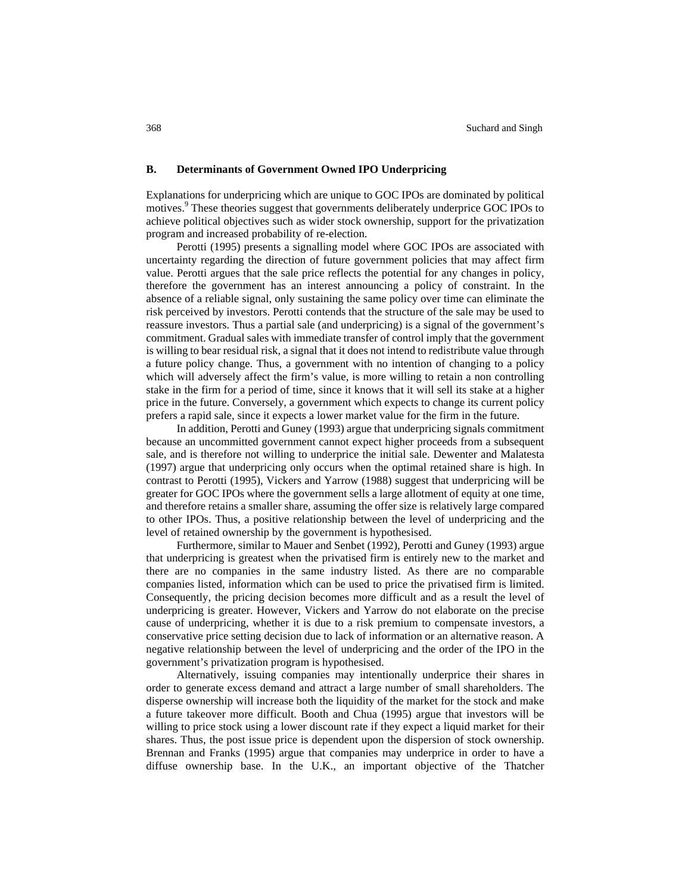### B. Determinants of Government Owned IPO Underpricing

Explanations for underpricing which are unique to GOC IPOs are dominated by political motives.[9] These theories suggest that governments deliberately underprice GOC IPOs to achieve political objectives such as wider stock ownership, support for the privatization program and increased probability of re-election.

Perotti (1995) presents a signalling model where GOC IPOs are associated with uncertainty regarding the direction of future government policies that may affect firm value. Perotti argues that the sale price reflects the potential for any changes in policy, therefore the government has an interest announcing a policy of constraint. In the absence of a reliable signal, only sustaining the same policy over time can eliminate the risk perceived by investors. Perotti contends that the structure of the sale may be used to reassure investors. Thus a partial sale (and underpricing) is a signal of the government's commitment. Gradual sales with immediate transfer of control imply that the government is willing to bear residual risk, a signal that it does not intend to redistribute value through a future policy change. Thus, a government with no intention of changing to a policy which will adversely affect the firm's value, is more willing to retain a non controlling stake in the firm for a period of time, since it knows that it will sell its stake at a higher price in the future. Conversely, a government which expects to change its current policy prefers a rapid sale, since it expects a lower market value for the firm in the future.

In addition, Perotti and Guney (1993) argue that underpricing signals commitment because an uncommitted government cannot expect higher proceeds from a subsequent sale, and is therefore not willing to underprice the initial sale. Dewenter and Malatesta (1997) argue that underpricing only occurs when the optimal retained share is high. In contrast to Perotti (1995), Vickers and Yarrow (1988) suggest that underpricing will be greater for GOC IPOs where the government sells a large allotment of equity at one time, and therefore retains a smaller share, assuming the offer size is relatively large compared to other IPOs. Thus, a positive relationship between the level of underpricing and the level of retained ownership by the government is hypothesised.

Furthermore, similar to Mauer and Senbet (1992), Perotti and Guney (1993) argue that underpricing is greatest when the privatised firm is entirely new to the market and there are no companies in the same industry listed. As there are no comparable companies listed, information which can be used to price the privatised firm is limited. Consequently, the pricing decision becomes more difficult and as a result the level of underpricing is greater. However, Vickers and Yarrow do not elaborate on the precise cause of underpricing, whether it is due to a risk premium to compensate investors, a conservative price setting decision due to lack of information or an alternative reason. A negative relationship between the level of underpricing and the order of the IPO in the government's privatization program is hypothesised.

Alternatively, issuing companies may intentionally underprice their shares in order to generate excess demand and attract a large number of small shareholders. The disperse ownership will increase both the liquidity of the market for the stock and make a future takeover more difficult. Booth and Chua (1995) argue that investors will be willing to price stock using a lower discount rate if they expect a liquid market for their shares. Thus, the post issue price is dependent upon the dispersion of stock ownership. Brennan and Franks (1995) argue that companies may underprice in order to have a diffuse ownership base. In the U.K., an important objective of the Thatcher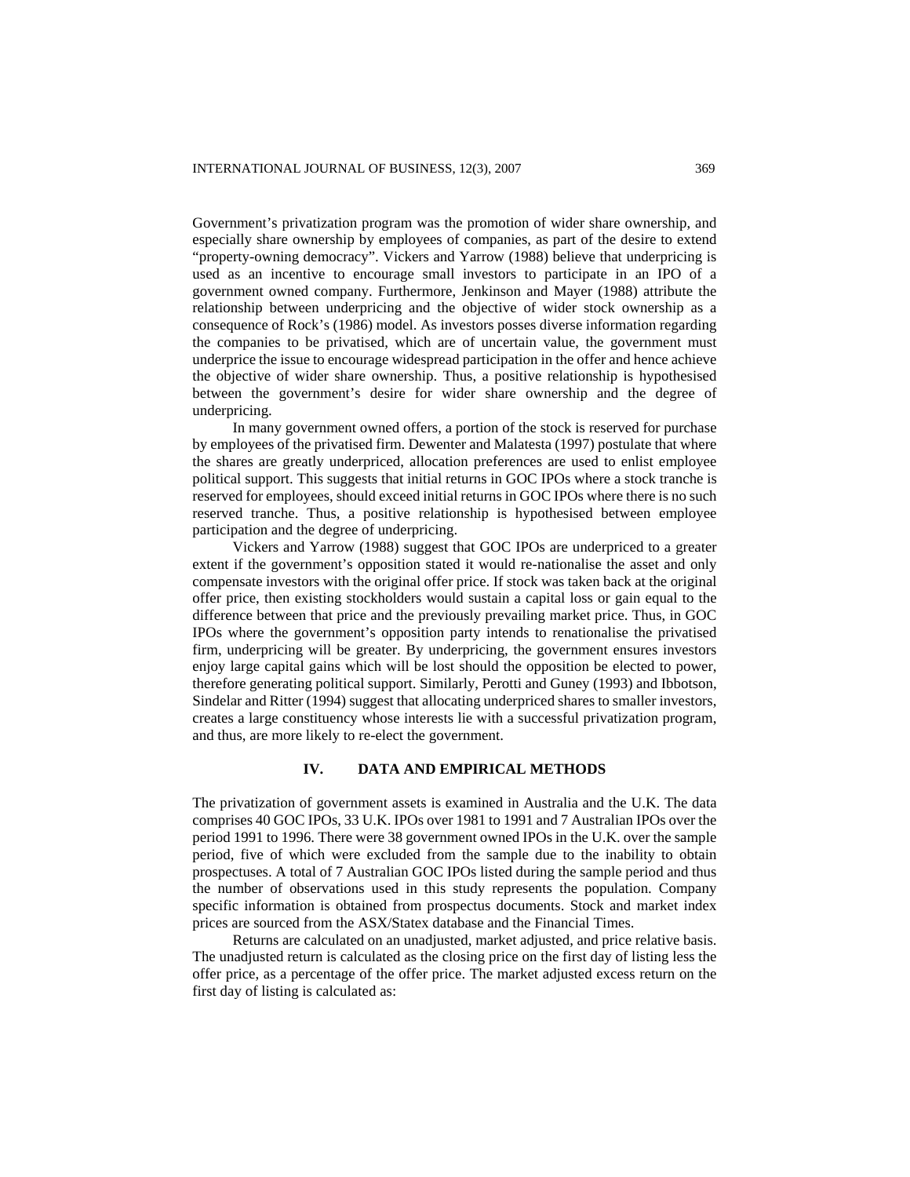Government's privatization program was the promotion of wider share ownership, and especially share ownership by employees of companies, as part of the desire to extend "property-owning democracy". Vickers and Yarrow (1988) believe that underpricing is used as an incentive to encourage small investors to participate in an IPO of a government owned company. Furthermore, Jenkinson and Mayer (1988) attribute the relationship between underpricing and the objective of wider stock ownership as a consequence of Rock's (1986) model. As investors posses diverse information regarding the companies to be privatised, which are of uncertain value, the government must underprice the issue to encourage widespread participation in the offer and hence achieve the objective of wider share ownership. Thus, a positive relationship is hypothesised between the government's desire for wider share ownership and the degree of underpricing.

In many government owned offers, a portion of the stock is reserved for purchase by employees of the privatised firm. Dewenter and Malatesta (1997) postulate that where the shares are greatly underpriced, allocation preferences are used to enlist employee political support. This suggests that initial returns in GOC IPOs where a stock tranche is reserved for employees, should exceed initial returns in GOC IPOs where there is no such reserved tranche. Thus, a positive relationship is hypothesised between employee participation and the degree of underpricing.

Vickers and Yarrow (1988) suggest that GOC IPOs are underpriced to a greater extent if the government's opposition stated it would re-nationalise the asset and only compensate investors with the original offer price. If stock was taken back at the original offer price, then existing stockholders would sustain a capital loss or gain equal to the difference between that price and the previously prevailing market price. Thus, in GOC IPOs where the government's opposition party intends to renationalise the privatised firm, underpricing will be greater. By underpricing, the government ensures investors enjoy large capital gains which will be lost should the opposition be elected to power, therefore generating political support. Similarly, Perotti and Guney (1993) and Ibbotson, Sindelar and Ritter (1994) suggest that allocating underpriced shares to smaller investors, creates a large constituency whose interests lie with a successful privatization program, and thus, are more likely to re-elect the government.

## IV. DATA AND EMPIRICAL METHODS

The privatization of government assets is examined in Australia and the U.K. The data comprises 40 GOC IPOs, 33 U.K. IPOs over 1981 to 1991 and 7 Australian IPOs over the period 1991 to 1996. There were 38 government owned IPOs in the U.K. over the sample period, five of which were excluded from the sample due to the inability to obtain prospectuses. A total of 7 Australian GOC IPOs listed during the sample period and thus the number of observations used in this study represents the population. Company specific information is obtained from prospectus documents. Stock and market index prices are sourced from the ASX/Statex database and the Financial Times.

Returns are calculated on an unadjusted, market adjusted, and price relative basis. The unadjusted return is calculated as the closing price on the first day of listing less the offer price, as a percentage of the offer price. The market adjusted excess return on the first day of listing is calculated as: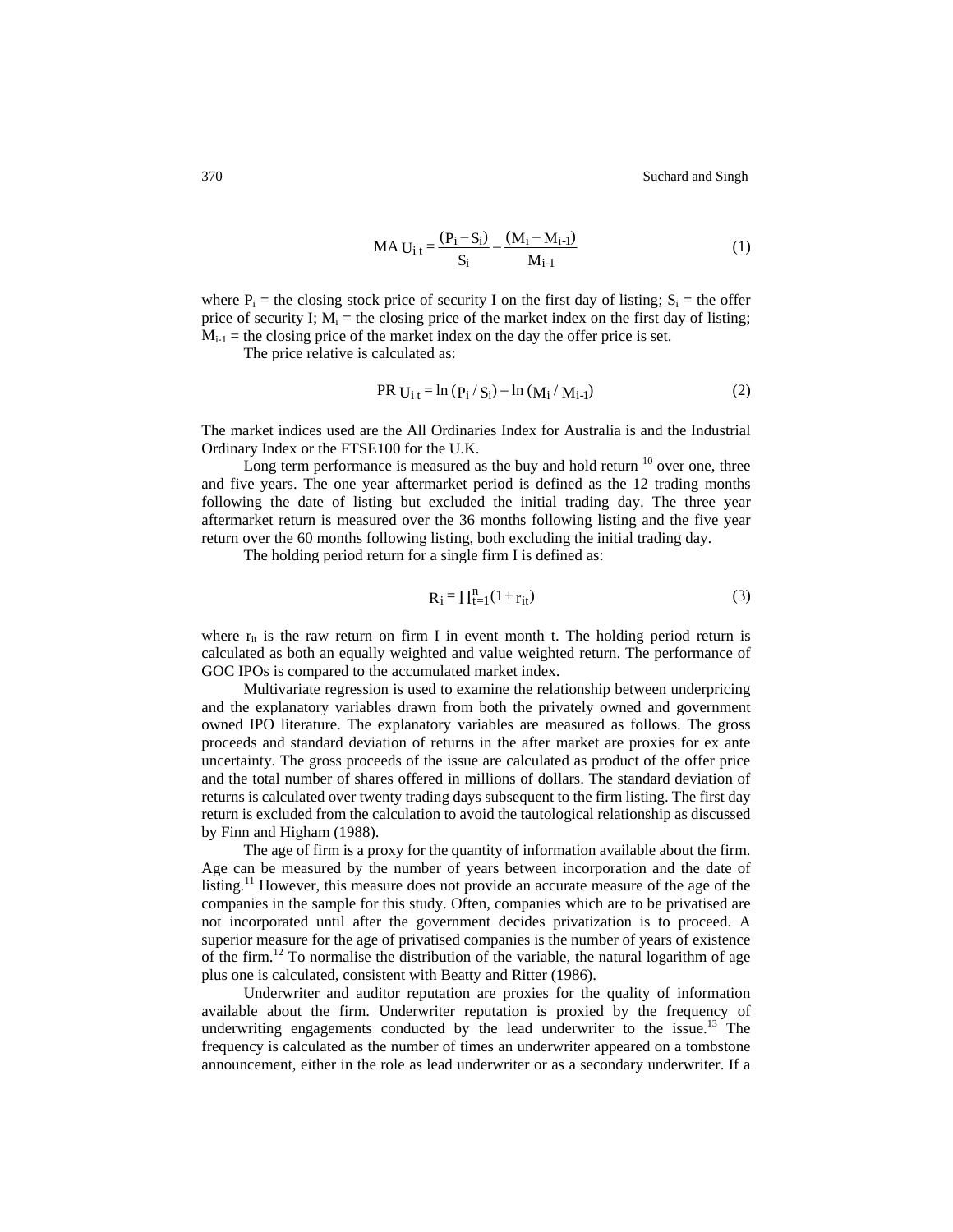$$\text{MA } U_{i\,t} = \frac{(P_i - S_i)}{S_i} - \frac{(M_i - M_{i\text{-}1})}{M_{i\text{-}1}} \tag{1}$$

where $P_i$ = the closing stock price of security I on the first day of listing; $S_i$ = the offer price of security I; $M_i$ = the closing price of the market index on the first day of listing; $M_{i\text{-}1}$ = the closing price of the market index on the day the offer price is set.

The price relative is calculated as:

$$\text{PR } U_{i\,t} = \ln\left(P_i / S_i\right) - \ln\left(M_i / M_{i\text{-}1}\right) \tag{2}$$

The market indices used are the All Ordinaries Index for Australia is and the Industrial Ordinary Index or the FTSE100 for the U.K.

Long term performance is measured as the buy and hold return [10] over one, three and five years. The one year aftermarket period is defined as the 12 trading months following the date of listing but excluded the initial trading day. The three year aftermarket return is measured over the 36 months following listing and the five year return over the 60 months following listing, both excluding the initial trading day.

The holding period return for a single firm I is defined as:

$$R_i = \prod_{t=1}^{n} (1 + r_{it}) \tag{3}$$

where $r_{it}$ is the raw return on firm I in event month t. The holding period return is calculated as both an equally weighted and value weighted return. The performance of GOC IPOs is compared to the accumulated market index.

Multivariate regression is used to examine the relationship between underpricing and the explanatory variables drawn from both the privately owned and government owned IPO literature. The explanatory variables are measured as follows. The gross proceeds and standard deviation of returns in the after market are proxies for ex ante uncertainty. The gross proceeds of the issue are calculated as product of the offer price and the total number of shares offered in millions of dollars. The standard deviation of returns is calculated over twenty trading days subsequent to the firm listing. The first day return is excluded from the calculation to avoid the tautological relationship as discussed by Finn and Higham (1988).

The age of firm is a proxy for the quantity of information available about the firm. Age can be measured by the number of years between incorporation and the date of listing.[11] However, this measure does not provide an accurate measure of the age of the companies in the sample for this study. Often, companies which are to be privatised are not incorporated until after the government decides privatization is to proceed. A superior measure for the age of privatised companies is the number of years of existence of the firm.[12] To normalise the distribution of the variable, the natural logarithm of age plus one is calculated, consistent with Beatty and Ritter (1986).

Underwriter and auditor reputation are proxies for the quality of information available about the firm. Underwriter reputation is proxied by the frequency of underwriting engagements conducted by the lead underwriter to the issue.[13] The frequency is calculated as the number of times an underwriter appeared on a tombstone announcement, either in the role as lead underwriter or as a secondary underwriter. If a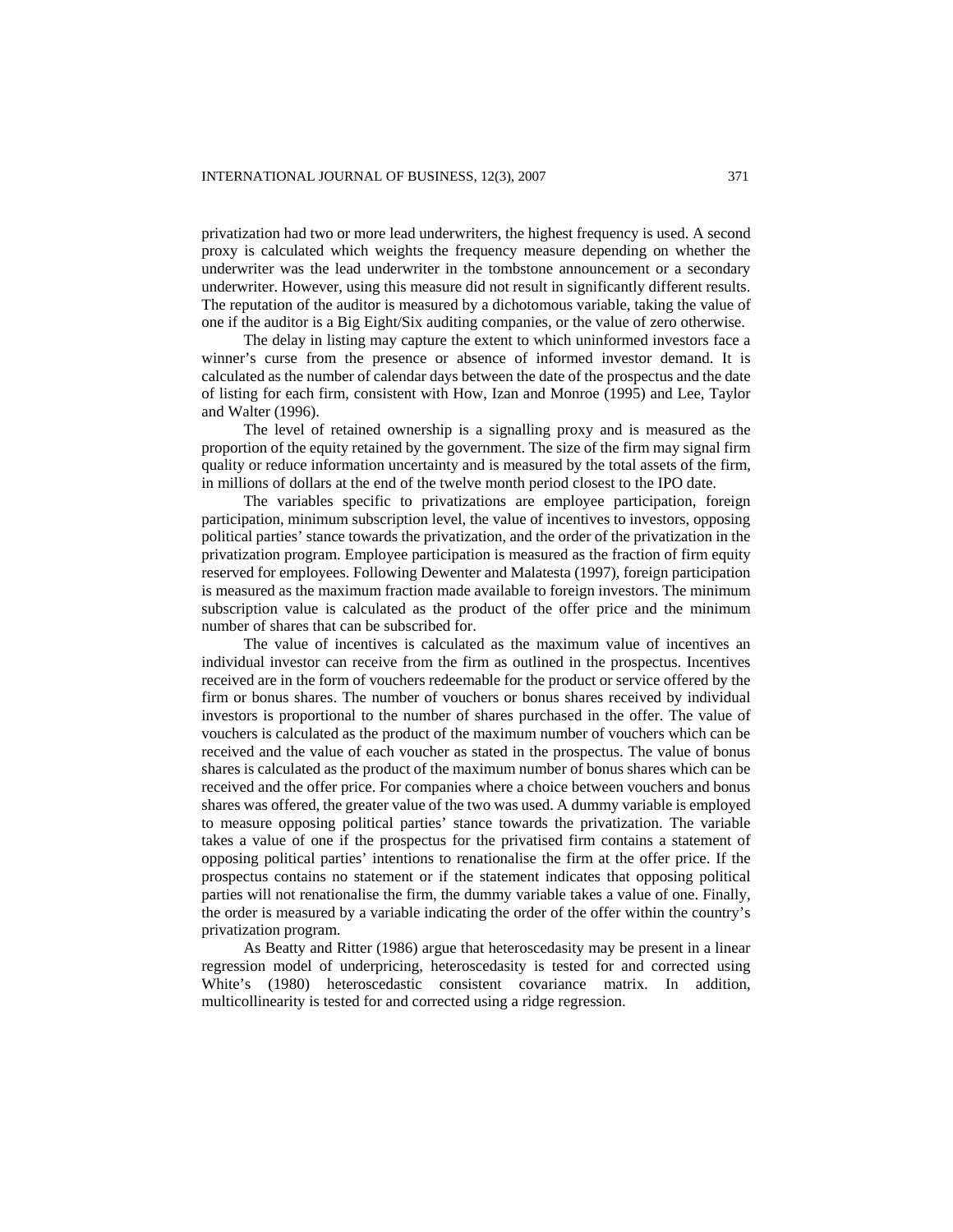privatization had two or more lead underwriters, the highest frequency is used. A second proxy is calculated which weights the frequency measure depending on whether the underwriter was the lead underwriter in the tombstone announcement or a secondary underwriter. However, using this measure did not result in significantly different results. The reputation of the auditor is measured by a dichotomous variable, taking the value of one if the auditor is a Big Eight/Six auditing companies, or the value of zero otherwise.

The delay in listing may capture the extent to which uninformed investors face a winner's curse from the presence or absence of informed investor demand. It is calculated as the number of calendar days between the date of the prospectus and the date of listing for each firm, consistent with How, Izan and Monroe (1995) and Lee, Taylor and Walter (1996).

The level of retained ownership is a signalling proxy and is measured as the proportion of the equity retained by the government. The size of the firm may signal firm quality or reduce information uncertainty and is measured by the total assets of the firm, in millions of dollars at the end of the twelve month period closest to the IPO date.

The variables specific to privatizations are employee participation, foreign participation, minimum subscription level, the value of incentives to investors, opposing political parties' stance towards the privatization, and the order of the privatization in the privatization program. Employee participation is measured as the fraction of firm equity reserved for employees. Following Dewenter and Malatesta (1997), foreign participation is measured as the maximum fraction made available to foreign investors. The minimum subscription value is calculated as the product of the offer price and the minimum number of shares that can be subscribed for.

The value of incentives is calculated as the maximum value of incentives an individual investor can receive from the firm as outlined in the prospectus. Incentives received are in the form of vouchers redeemable for the product or service offered by the firm or bonus shares. The number of vouchers or bonus shares received by individual investors is proportional to the number of shares purchased in the offer. The value of vouchers is calculated as the product of the maximum number of vouchers which can be received and the value of each voucher as stated in the prospectus. The value of bonus shares is calculated as the product of the maximum number of bonus shares which can be received and the offer price. For companies where a choice between vouchers and bonus shares was offered, the greater value of the two was used. A dummy variable is employed to measure opposing political parties' stance towards the privatization. The variable takes a value of one if the prospectus for the privatised firm contains a statement of opposing political parties' intentions to renationalise the firm at the offer price. If the prospectus contains no statement or if the statement indicates that opposing political parties will not renationalise the firm, the dummy variable takes a value of one. Finally, the order is measured by a variable indicating the order of the offer within the country's privatization program.

As Beatty and Ritter (1986) argue that heteroscedasity may be present in a linear regression model of underpricing, heteroscedasity is tested for and corrected using White's (1980) heteroscedastic consistent covariance matrix. In addition, multicollinearity is tested for and corrected using a ridge regression.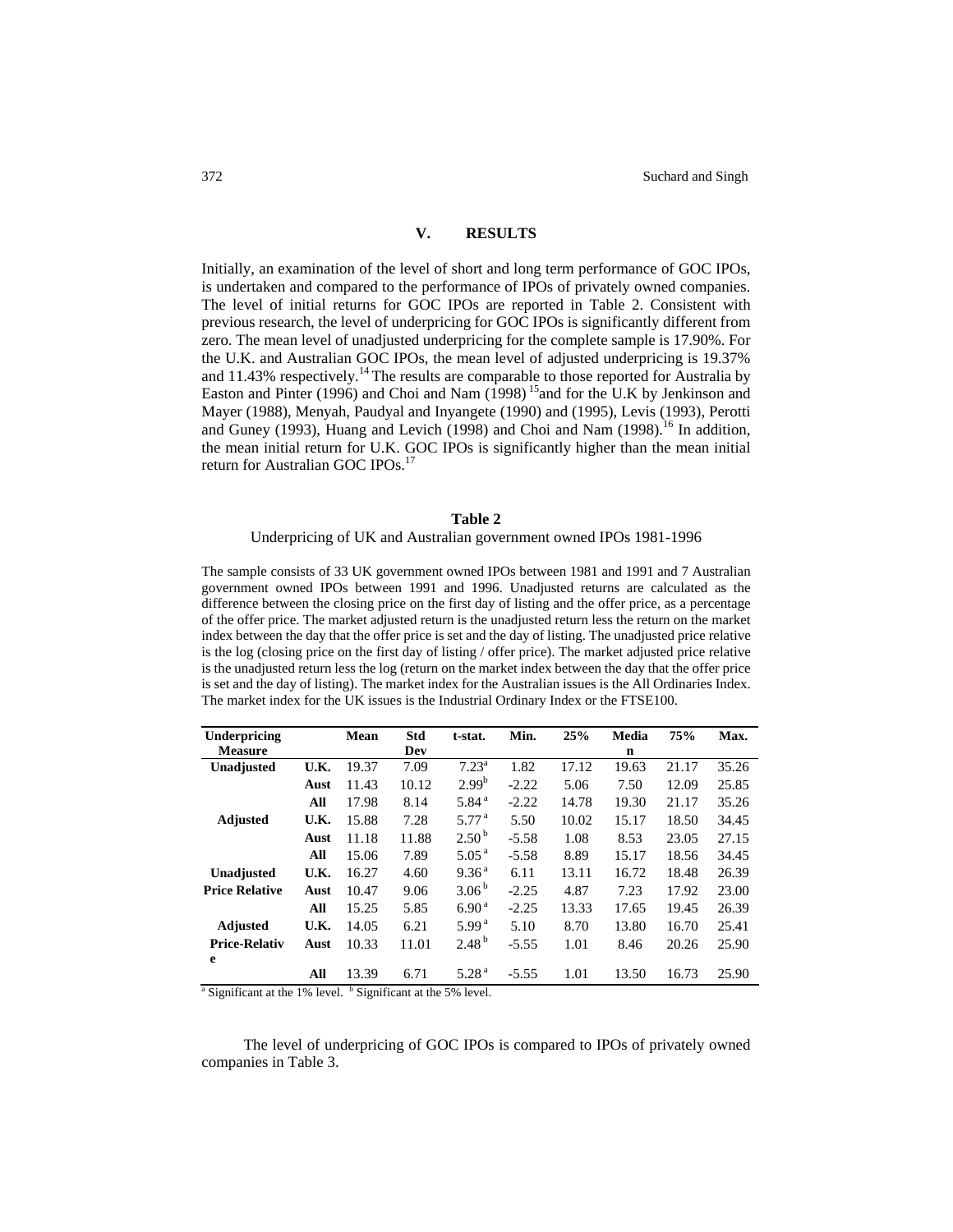## V. RESULTS

Initially, an examination of the level of short and long term performance of GOC IPOs, is undertaken and compared to the performance of IPOs of privately owned companies. The level of initial returns for GOC IPOs are reported in Table 2. Consistent with previous research, the level of underpricing for GOC IPOs is significantly different from zero. The mean level of unadjusted underpricing for the complete sample is 17.90%. For the U.K. and Australian GOC IPOs, the mean level of adjusted underpricing is 19.37% and 11.43% respectively.[14] The results are comparable to those reported for Australia by Easton and Pinter (1996) and Choi and Nam (1998) [15]and for the U.K by Jenkinson and Mayer (1988), Menyah, Paudyal and Inyangete (1990) and (1995), Levis (1993), Perotti and Guney (1993), Huang and Levich (1998) and Choi and Nam (1998).[16] In addition, the mean initial return for U.K. GOC IPOs is significantly higher than the mean initial return for Australian GOC IPOs.[17]

**Table 2**

Underpricing of UK and Australian government owned IPOs 1981-1996

The sample consists of 33 UK government owned IPOs between 1981 and 1991 and 7 Australian government owned IPOs between 1991 and 1996. Unadjusted returns are calculated as the difference between the closing price on the first day of listing and the offer price, as a percentage of the offer price. The market adjusted return is the unadjusted return less the return on the market index between the day that the offer price is set and the day of listing. The unadjusted price relative is the log (closing price on the first day of listing / offer price). The market adjusted price relative is the unadjusted return less the log (return on the market index between the day that the offer price is set and the day of listing). The market index for the Australian issues is the All Ordinaries Index. The market index for the UK issues is the Industrial Ordinary Index or the FTSE100.

| Underpricing Measure | | Mean | Std Dev | t-stat. | Min. | 25% | Median | 75% | Max. |
|---|---|---|---|---|---|---|---|---|---|
| **Unadjusted** | **U.K.** | 19.37 | 7.09 | 7.23[a] | 1.82 | 17.12 | 19.63 | 21.17 | 35.26 |
| | **Aust** | 11.43 | 10.12 | 2.99[b] | -2.22 | 5.06 | 7.50 | 12.09 | 25.85 |
| | **All** | 17.98 | 8.14 | 5.84[a] | -2.22 | 14.78 | 19.30 | 21.17 | 35.26 |
| **Adjusted** | **U.K.** | 15.88 | 7.28 | 5.77[a] | 5.50 | 10.02 | 15.17 | 18.50 | 34.45 |
| | **Aust** | 11.18 | 11.88 | 2.50[b] | -5.58 | 1.08 | 8.53 | 23.05 | 27.15 |
| | **All** | 15.06 | 7.89 | 5.05[a] | -5.58 | 8.89 | 15.17 | 18.56 | 34.45 |
| **Unadjusted Price Relative** | **U.K.** | 16.27 | 4.60 | 9.36[a] | 6.11 | 13.11 | 16.72 | 18.48 | 26.39 |
| | **Aust** | 10.47 | 9.06 | 3.06[b] | -2.25 | 4.87 | 7.23 | 17.92 | 23.00 |
| | **All** | 15.25 | 5.85 | 6.90[a] | -2.25 | 13.33 | 17.65 | 19.45 | 26.39 |
| **Adjusted Price-Relative** | **U.K.** | 14.05 | 6.21 | 5.99[a] | 5.10 | 8.70 | 13.80 | 16.70 | 25.41 |
| | **Aust** | 10.33 | 11.01 | 2.48[b] | -5.55 | 1.01 | 8.46 | 20.26 | 25.90 |
| | **All** | 13.39 | 6.71 | 5.28[a] | -5.55 | 1.01 | 13.50 | 16.73 | 25.90 |

[a] Significant at the 1% level. [b] Significant at the 5% level.

The level of underpricing of GOC IPOs is compared to IPOs of privately owned companies in Table 3.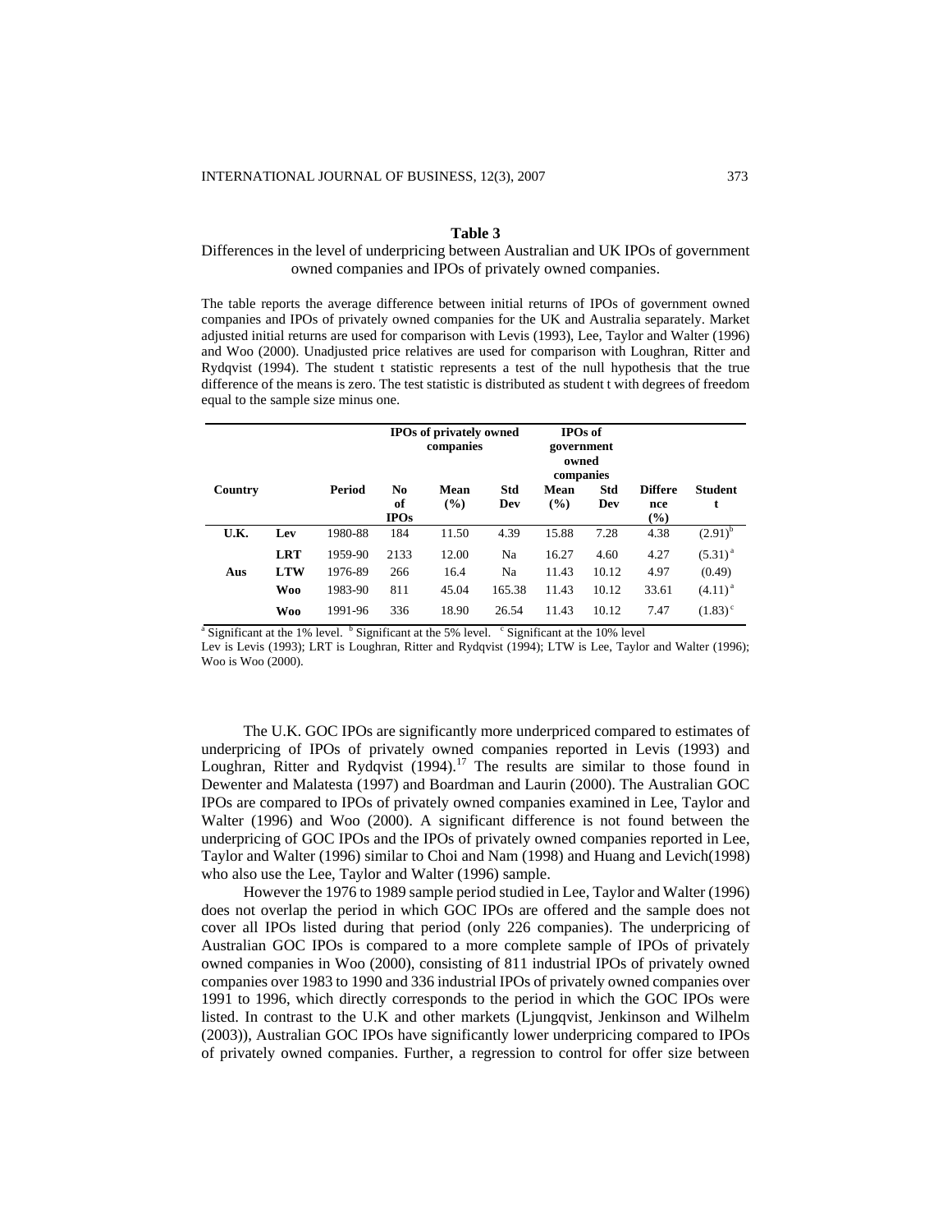**Table 3**

Differences in the level of underpricing between Australian and UK IPOs of government owned companies and IPOs of privately owned companies.

The table reports the average difference between initial returns of IPOs of government owned companies and IPOs of privately owned companies for the UK and Australia separately. Market adjusted initial returns are used for comparison with Levis (1993), Lee, Taylor and Walter (1996) and Woo (2000). Unadjusted price relatives are used for comparison with Loughran, Ritter and Rydqvist (1994). The student t statistic represents a test of the null hypothesis that the true difference of the means is zero. The test statistic is distributed as student t with degrees of freedom equal to the sample size minus one.

| | | | IPOs of privately owned companies | | | IPOs of government owned companies | | | |
|---|---|---|---|---|---|---|---|---|---|
| **Country** | | **Period** | **No of IPOs** | **Mean (%)** | **Std Dev** | **Mean (%)** | **Std Dev** | **Difference (%)** | **Student t** |
| **U.K.** | **Lev** | 1980-88 | 184 | 11.50 | 4.39 | 15.88 | 7.28 | 4.38 | (2.91)[b] |
| | **LRT** | 1959-90 | 2133 | 12.00 | Na | 16.27 | 4.60 | 4.27 | (5.31)[a] |
| **Aus** | **LTW** | 1976-89 | 266 | 16.4 | Na | 11.43 | 10.12 | 4.97 | (0.49) |
| | **Woo** | 1983-90 | 811 | 45.04 | 165.38 | 11.43 | 10.12 | 33.61 | (4.11)[a] |
| | **Woo** | 1991-96 | 336 | 18.90 | 26.54 | 11.43 | 10.12 | 7.47 | (1.83)[c] |

[a] Significant at the 1% level. [b] Significant at the 5% level. [c] Significant at the 10% level

Lev is Levis (1993); LRT is Loughran, Ritter and Rydqvist (1994); LTW is Lee, Taylor and Walter (1996); Woo is Woo (2000).

The U.K. GOC IPOs are significantly more underpriced compared to estimates of underpricing of IPOs of privately owned companies reported in Levis (1993) and Loughran, Ritter and Rydqvist (1994).[17] The results are similar to those found in Dewenter and Malatesta (1997) and Boardman and Laurin (2000). The Australian GOC IPOs are compared to IPOs of privately owned companies examined in Lee, Taylor and Walter (1996) and Woo (2000). A significant difference is not found between the underpricing of GOC IPOs and the IPOs of privately owned companies reported in Lee, Taylor and Walter (1996) similar to Choi and Nam (1998) and Huang and Levich(1998) who also use the Lee, Taylor and Walter (1996) sample.

However the 1976 to 1989 sample period studied in Lee, Taylor and Walter (1996) does not overlap the period in which GOC IPOs are offered and the sample does not cover all IPOs listed during that period (only 226 companies). The underpricing of Australian GOC IPOs is compared to a more complete sample of IPOs of privately owned companies in Woo (2000), consisting of 811 industrial IPOs of privately owned companies over 1983 to 1990 and 336 industrial IPOs of privately owned companies over 1991 to 1996, which directly corresponds to the period in which the GOC IPOs were listed. In contrast to the U.K and other markets (Ljungqvist, Jenkinson and Wilhelm (2003)), Australian GOC IPOs have significantly lower underpricing compared to IPOs of privately owned companies. Further, a regression to control for offer size between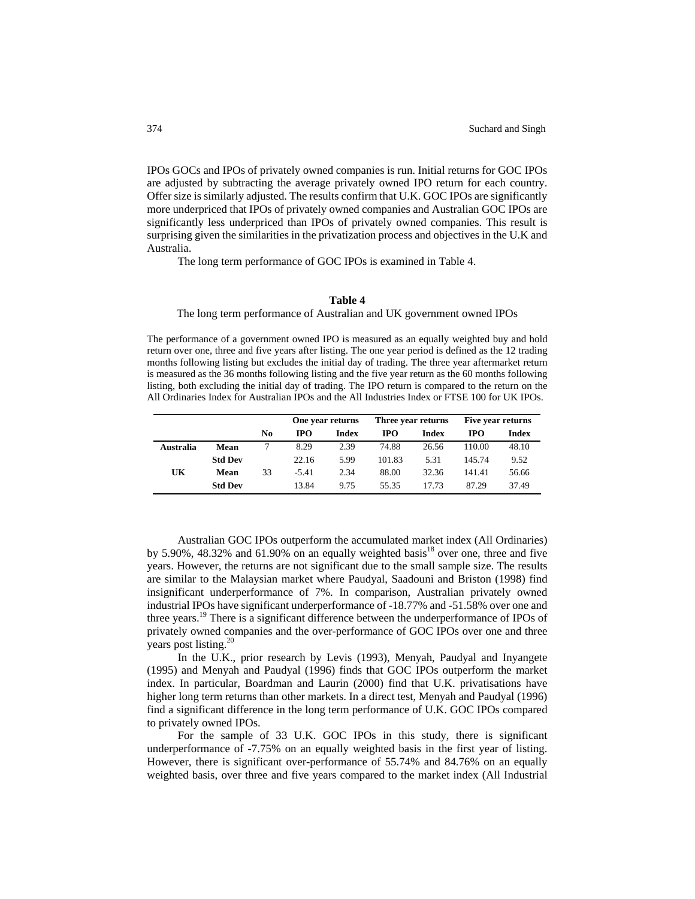IPOs GOCs and IPOs of privately owned companies is run. Initial returns for GOC IPOs are adjusted by subtracting the average privately owned IPO return for each country. Offer size is similarly adjusted. The results confirm that U.K. GOC IPOs are significantly more underpriced that IPOs of privately owned companies and Australian GOC IPOs are significantly less underpriced than IPOs of privately owned companies. This result is surprising given the similarities in the privatization process and objectives in the U.K and Australia.

The long term performance of GOC IPOs is examined in Table 4.

**Table 4**

The long term performance of Australian and UK government owned IPOs

The performance of a government owned IPO is measured as an equally weighted buy and hold return over one, three and five years after listing. The one year period is defined as the 12 trading months following listing but excludes the initial day of trading. The three year aftermarket return is measured as the 36 months following listing and the five year return as the 60 months following listing, both excluding the initial day of trading. The IPO return is compared to the return on the All Ordinaries Index for Australian IPOs and the All Industries Index or FTSE 100 for UK IPOs.

| | | | One year returns | | Three year returns | | Five year returns | |
|---|---|---|---|---|---|---|---|---|
| | | **No** | **IPO** | **Index** | **IPO** | **Index** | **IPO** | **Index** |
| **Australia** | **Mean** | 7 | 8.29 | 2.39 | 74.88 | 26.56 | 110.00 | 48.10 |
| | **Std Dev** | | 22.16 | 5.99 | 101.83 | 5.31 | 145.74 | 9.52 |
| **UK** | **Mean** | 33 | -5.41 | 2.34 | 88.00 | 32.36 | 141.41 | 56.66 |
| | **Std Dev** | | 13.84 | 9.75 | 55.35 | 17.73 | 87.29 | 37.49 |

Australian GOC IPOs outperform the accumulated market index (All Ordinaries) by 5.90%, 48.32% and 61.90% on an equally weighted basis[18] over one, three and five years. However, the returns are not significant due to the small sample size. The results are similar to the Malaysian market where Paudyal, Saadouni and Briston (1998) find insignificant underperformance of 7%. In comparison, Australian privately owned industrial IPOs have significant underperformance of -18.77% and -51.58% over one and three years.[19] There is a significant difference between the underperformance of IPOs of privately owned companies and the over-performance of GOC IPOs over one and three years post listing.[20]

In the U.K., prior research by Levis (1993), Menyah, Paudyal and Inyangete (1995) and Menyah and Paudyal (1996) finds that GOC IPOs outperform the market index. In particular, Boardman and Laurin (2000) find that U.K. privatisations have higher long term returns than other markets. In a direct test, Menyah and Paudyal (1996) find a significant difference in the long term performance of U.K. GOC IPOs compared to privately owned IPOs.

For the sample of 33 U.K. GOC IPOs in this study, there is significant underperformance of -7.75% on an equally weighted basis in the first year of listing. However, there is significant over-performance of 55.74% and 84.76% on an equally weighted basis, over three and five years compared to the market index (All Industrial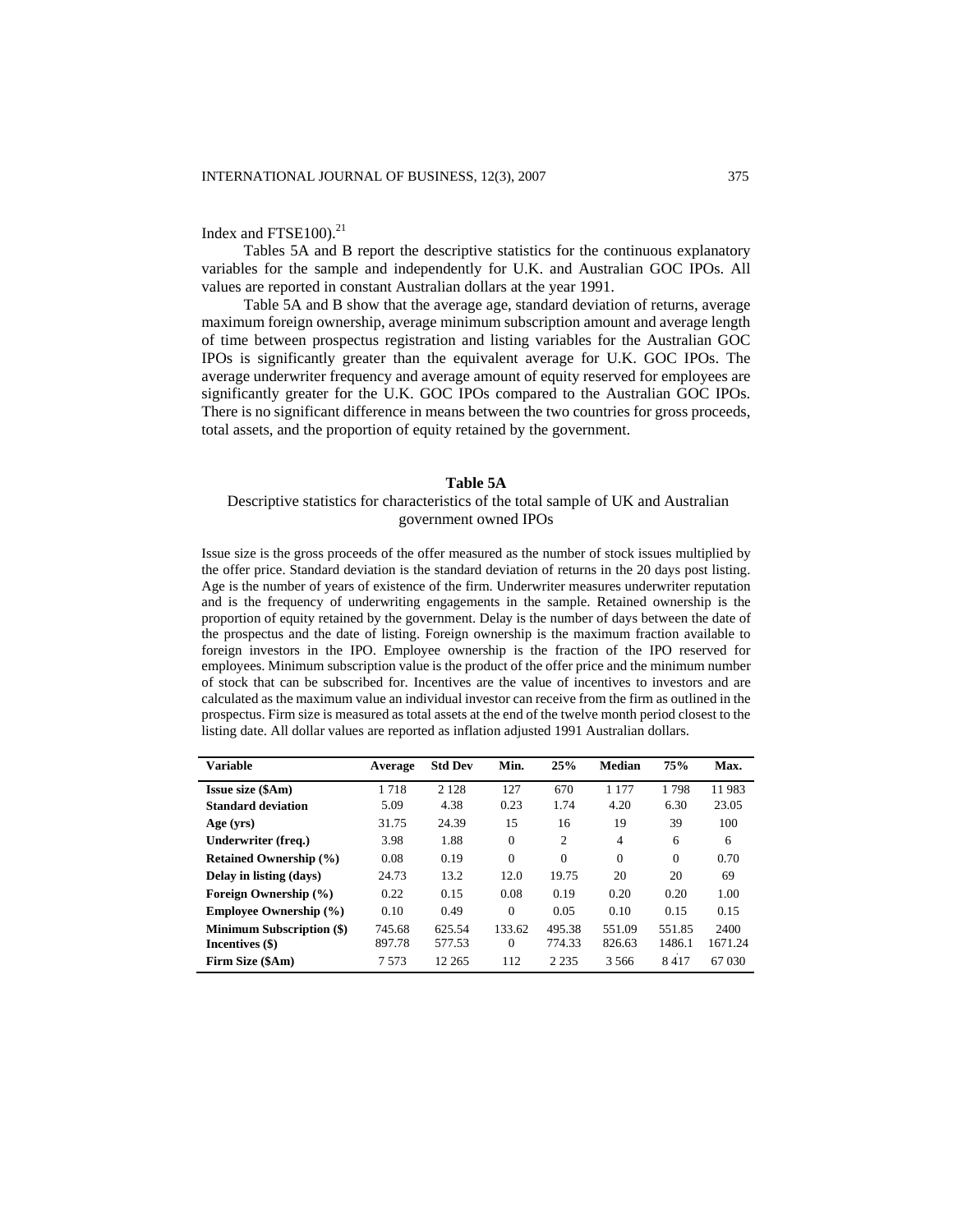Index and FTSE100).[21]

Tables 5A and B report the descriptive statistics for the continuous explanatory variables for the sample and independently for U.K. and Australian GOC IPOs. All values are reported in constant Australian dollars at the year 1991.

Table 5A and B show that the average age, standard deviation of returns, average maximum foreign ownership, average minimum subscription amount and average length of time between prospectus registration and listing variables for the Australian GOC IPOs is significantly greater than the equivalent average for U.K. GOC IPOs. The average underwriter frequency and average amount of equity reserved for employees are significantly greater for the U.K. GOC IPOs compared to the Australian GOC IPOs. There is no significant difference in means between the two countries for gross proceeds, total assets, and the proportion of equity retained by the government.

**Table 5A**

Descriptive statistics for characteristics of the total sample of UK and Australian government owned IPOs

Issue size is the gross proceeds of the offer measured as the number of stock issues multiplied by the offer price. Standard deviation is the standard deviation of returns in the 20 days post listing. Age is the number of years of existence of the firm. Underwriter measures underwriter reputation and is the frequency of underwriting engagements in the sample. Retained ownership is the proportion of equity retained by the government. Delay is the number of days between the date of the prospectus and the date of listing. Foreign ownership is the maximum fraction available to foreign investors in the IPO. Employee ownership is the fraction of the IPO reserved for employees. Minimum subscription value is the product of the offer price and the minimum number of stock that can be subscribed for. Incentives are the value of incentives to investors and are calculated as the maximum value an individual investor can receive from the firm as outlined in the prospectus. Firm size is measured as total assets at the end of the twelve month period closest to the listing date. All dollar values are reported as inflation adjusted 1991 Australian dollars.

| Variable | Average | Std Dev | Min. | 25% | Median | 75% | Max. |
|---|---|---|---|---|---|---|---|
| **Issue size ($Am)** | 1 718 | 2 128 | 127 | 670 | 1 177 | 1 798 | 11 983 |
| **Standard deviation** | 5.09 | 4.38 | 0.23 | 1.74 | 4.20 | 6.30 | 23.05 |
| **Age (yrs)** | 31.75 | 24.39 | 15 | 16 | 19 | 39 | 100 |
| **Underwriter (freq.)** | 3.98 | 1.88 | 0 | 2 | 4 | 6 | 6 |
| **Retained Ownership (%)** | 0.08 | 0.19 | 0 | 0 | 0 | 0 | 0.70 |
| **Delay in listing (days)** | 24.73 | 13.2 | 12.0 | 19.75 | 20 | 20 | 69 |
| **Foreign Ownership (%)** | 0.22 | 0.15 | 0.08 | 0.19 | 0.20 | 0.20 | 1.00 |
| **Employee Ownership (%)** | 0.10 | 0.49 | 0 | 0.05 | 0.10 | 0.15 | 0.15 |
| **Minimum Subscription ($)** | 745.68 | 625.54 | 133.62 | 495.38 | 551.09 | 551.85 | 2400 |
| **Incentives ($)** | 897.78 | 577.53 | 0 | 774.33 | 826.63 | 1486.1 | 1671.24 |
| **Firm Size ($Am)** | 7 573 | 12 265 | 112 | 2 235 | 3 566 | 8 417 | 67 030 |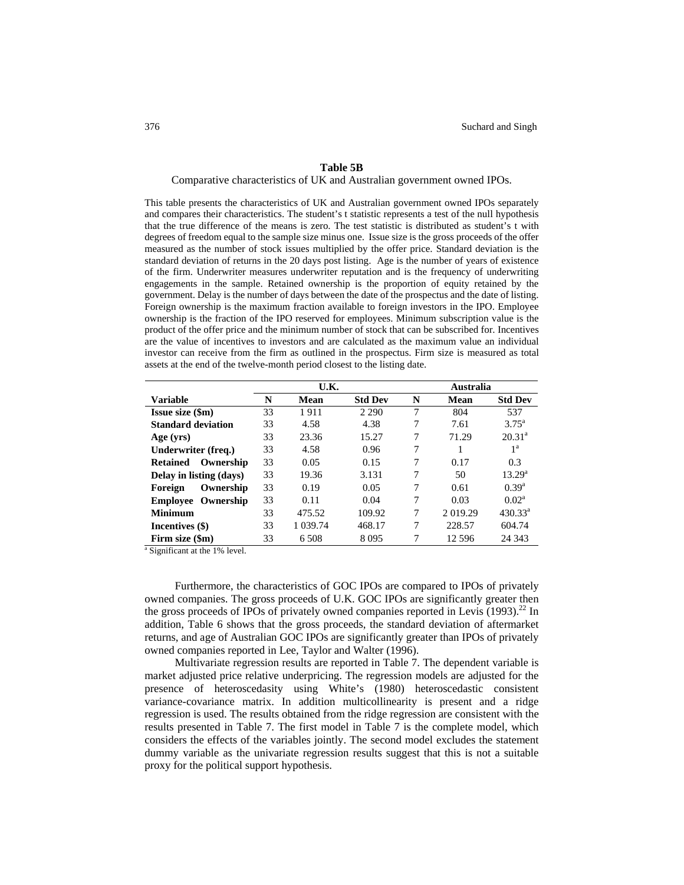**Table 5B**

Comparative characteristics of UK and Australian government owned IPOs.

This table presents the characteristics of UK and Australian government owned IPOs separately and compares their characteristics. The student's t statistic represents a test of the null hypothesis that the true difference of the means is zero. The test statistic is distributed as student's t with degrees of freedom equal to the sample size minus one. Issue size is the gross proceeds of the offer measured as the number of stock issues multiplied by the offer price. Standard deviation is the standard deviation of returns in the 20 days post listing. Age is the number of years of existence of the firm. Underwriter measures underwriter reputation and is the frequency of underwriting engagements in the sample. Retained ownership is the proportion of equity retained by the government. Delay is the number of days between the date of the prospectus and the date of listing. Foreign ownership is the maximum fraction available to foreign investors in the IPO. Employee ownership is the fraction of the IPO reserved for employees. Minimum subscription value is the product of the offer price and the minimum number of stock that can be subscribed for. Incentives are the value of incentives to investors and are calculated as the maximum value an individual investor can receive from the firm as outlined in the prospectus. Firm size is measured as total assets at the end of the twelve-month period closest to the listing date.

| | U.K. | | | Australia | | |
|---|---|---|---|---|---|---|
| **Variable** | **N** | **Mean** | **Std Dev** | **N** | **Mean** | **Std Dev** |
| **Issue size ($m)** | 33 | 1 911 | 2 290 | 7 | 804 | 537 |
| **Standard deviation** | 33 | 4.58 | 4.38 | 7 | 7.61 | 3.75[a] |
| **Age (yrs)** | 33 | 23.36 | 15.27 | 7 | 71.29 | 20.31[a] |
| **Underwriter (freq.)** | 33 | 4.58 | 0.96 | 7 | 1 | 1[a] |
| **Retained Ownership** | 33 | 0.05 | 0.15 | 7 | 0.17 | 0.3 |
| **Delay in listing (days)** | 33 | 19.36 | 3.131 | 7 | 50 | 13.29[a] |
| **Foreign Ownership** | 33 | 0.19 | 0.05 | 7 | 0.61 | 0.39[a] |
| **Employee Ownership** | 33 | 0.11 | 0.04 | 7 | 0.03 | 0.02[a] |
| **Minimum** | 33 | 475.52 | 109.92 | 7 | 2 019.29 | 430.33[a] |
| **Incentives ($)** | 33 | 1 039.74 | 468.17 | 7 | 228.57 | 604.74 |
| **Firm size ($m)** | 33 | 6 508 | 8 095 | 7 | 12 596 | 24 343 |

[a] Significant at the 1% level.

Furthermore, the characteristics of GOC IPOs are compared to IPOs of privately owned companies. The gross proceeds of U.K. GOC IPOs are significantly greater then the gross proceeds of IPOs of privately owned companies reported in Levis (1993).[22] In addition, Table 6 shows that the gross proceeds, the standard deviation of aftermarket returns, and age of Australian GOC IPOs are significantly greater than IPOs of privately owned companies reported in Lee, Taylor and Walter (1996).

Multivariate regression results are reported in Table 7. The dependent variable is market adjusted price relative underpricing. The regression models are adjusted for the presence of heteroscedasity using White's (1980) heteroscedastic consistent variance-covariance matrix. In addition multicollinearity is present and a ridge regression is used. The results obtained from the ridge regression are consistent with the results presented in Table 7. The first model in Table 7 is the complete model, which considers the effects of the variables jointly. The second model excludes the statement dummy variable as the univariate regression results suggest that this is not a suitable proxy for the political support hypothesis.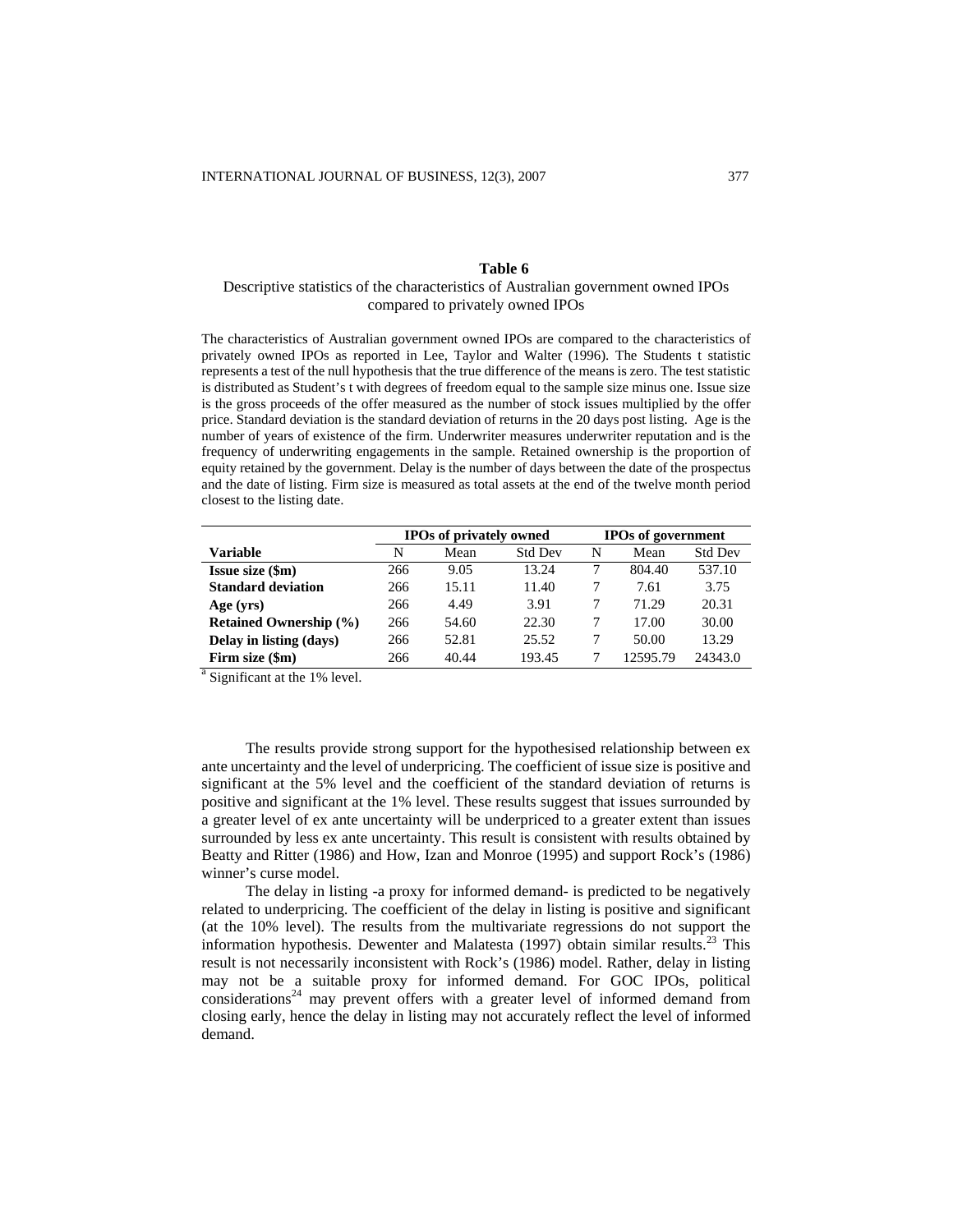**Table 6**

Descriptive statistics of the characteristics of Australian government owned IPOs compared to privately owned IPOs

The characteristics of Australian government owned IPOs are compared to the characteristics of privately owned IPOs as reported in Lee, Taylor and Walter (1996). The Students t statistic represents a test of the null hypothesis that the true difference of the means is zero. The test statistic is distributed as Student's t with degrees of freedom equal to the sample size minus one. Issue size is the gross proceeds of the offer measured as the number of stock issues multiplied by the offer price. Standard deviation is the standard deviation of returns in the 20 days post listing. Age is the number of years of existence of the firm. Underwriter measures underwriter reputation and is the frequency of underwriting engagements in the sample. Retained ownership is the proportion of equity retained by the government. Delay is the number of days between the date of the prospectus and the date of listing. Firm size is measured as total assets at the end of the twelve month period closest to the listing date.

| | IPOs of privately owned | | | IPOs of government | | |
|---|---|---|---|---|---|---|
| **Variable** | N | Mean | Std Dev | N | Mean | Std Dev |
| **Issue size ($m)** | 266 | 9.05 | 13.24 | 7 | 804.40 | 537.10 |
| **Standard deviation** | 266 | 15.11 | 11.40 | 7 | 7.61 | 3.75 |
| **Age (yrs)** | 266 | 4.49 | 3.91 | 7 | 71.29 | 20.31 |
| **Retained Ownership (%)** | 266 | 54.60 | 22.30 | 7 | 17.00 | 30.00 |
| **Delay in listing (days)** | 266 | 52.81 | 25.52 | 7 | 50.00 | 13.29 |
| **Firm size ($m)** | 266 | 40.44 | 193.45 | 7 | 12595.79 | 24343.0 |

[a] Significant at the 1% level.

The results provide strong support for the hypothesised relationship between ex ante uncertainty and the level of underpricing. The coefficient of issue size is positive and significant at the 5% level and the coefficient of the standard deviation of returns is positive and significant at the 1% level. These results suggest that issues surrounded by a greater level of ex ante uncertainty will be underpriced to a greater extent than issues surrounded by less ex ante uncertainty. This result is consistent with results obtained by Beatty and Ritter (1986) and How, Izan and Monroe (1995) and support Rock's (1986) winner's curse model.

The delay in listing -a proxy for informed demand- is predicted to be negatively related to underpricing. The coefficient of the delay in listing is positive and significant (at the 10% level). The results from the multivariate regressions do not support the information hypothesis. Dewenter and Malatesta (1997) obtain similar results.[23] This result is not necessarily inconsistent with Rock's (1986) model. Rather, delay in listing may not be a suitable proxy for informed demand. For GOC IPOs, political considerations[24] may prevent offers with a greater level of informed demand from closing early, hence the delay in listing may not accurately reflect the level of informed demand.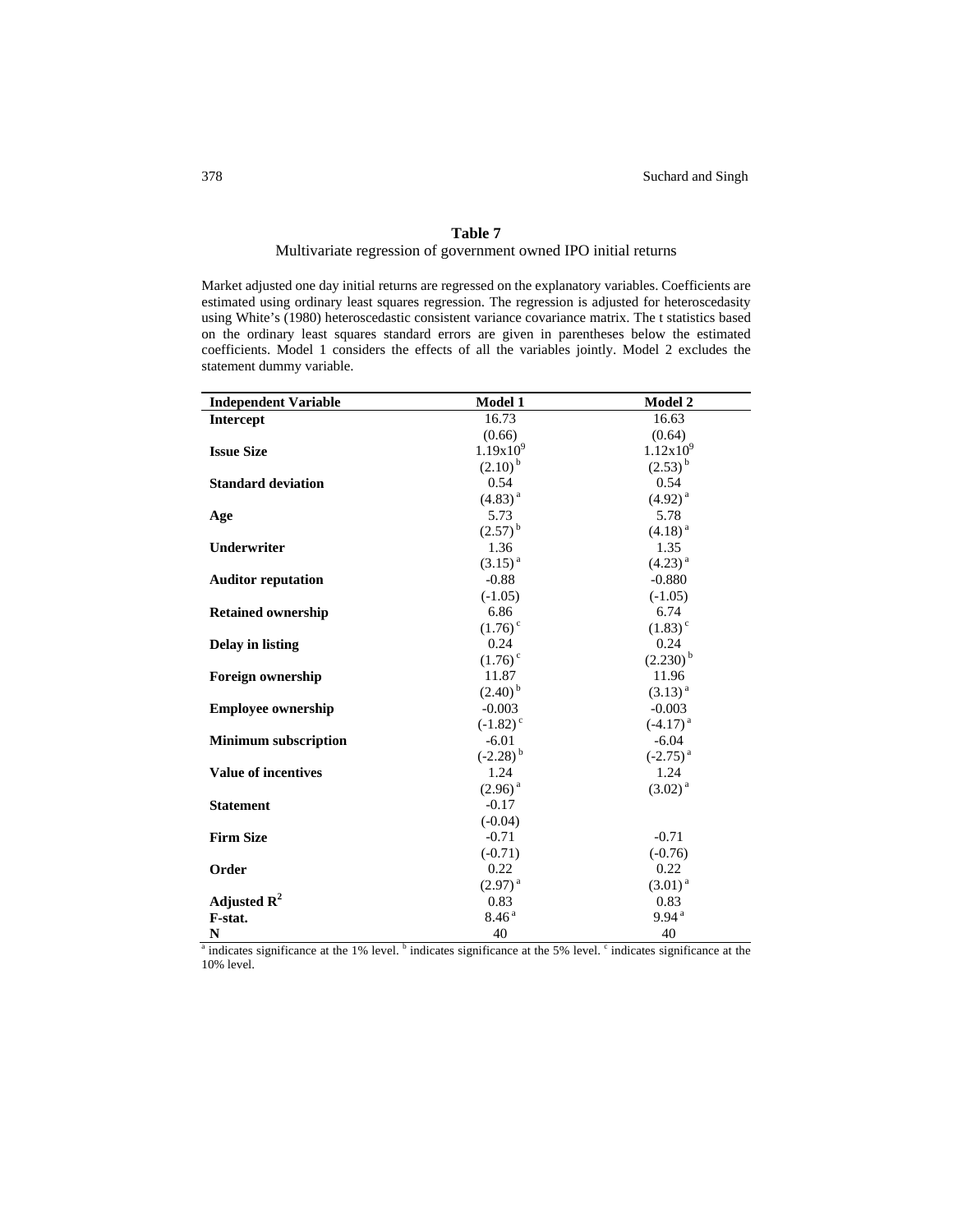**Table 7**

Multivariate regression of government owned IPO initial returns

Market adjusted one day initial returns are regressed on the explanatory variables. Coefficients are estimated using ordinary least squares regression. The regression is adjusted for heteroscedasity using White's (1980) heteroscedastic consistent variance covariance matrix. The t statistics based on the ordinary least squares standard errors are given in parentheses below the estimated coefficients. Model 1 considers the effects of all the variables jointly. Model 2 excludes the statement dummy variable.

| Independent Variable | Model 1 | Model 2 |
|---|---|---|
| **Intercept** | 16.73 | 16.63 |
| | (0.66) | (0.64) |
| **Issue Size** | $1.19 \times 10^{9}$ | $1.12 \times 10^{9}$ |
| | (2.10) [b] | (2.53) [b] |
| **Standard deviation** | 0.54 | 0.54 |
| | (4.83) [a] | (4.92) [a] |
| **Age** | 5.73 | 5.78 |
| | (2.57) [b] | (4.18) [a] |
| **Underwriter** | 1.36 | 1.35 |
| | (3.15) [a] | (4.23) [a] |
| **Auditor reputation** | -0.88 | -0.880 |
| | (-1.05) | (-1.05) |
| **Retained ownership** | 6.86 | 6.74 |
| | (1.76) [c] | (1.83) [c] |
| **Delay in listing** | 0.24 | 0.24 |
| | (1.76) [c] | (2.230) [b] |
| **Foreign ownership** | 11.87 | 11.96 |
| | (2.40) [b] | (3.13) [a] |
| **Employee ownership** | -0.003 | -0.003 |
| | (-1.82) [c] | (-4.17) [a] |
| **Minimum subscription** | -6.01 | -6.04 |
| | (-2.28) [b] | (-2.75) [a] |
| **Value of incentives** | 1.24 | 1.24 |
| | (2.96) [a] | (3.02) [a] |
| **Statement** | -0.17 | |
| | (-0.04) | |
| **Firm Size** | -0.71 | -0.71 |
| | (-0.71) | (-0.76) |
| **Order** | 0.22 | 0.22 |
| | (2.97) [a] | (3.01) [a] |
| **Adjusted $R^2$** | 0.83 | 0.83 |
| **F-stat.** | 8.46 [a] | 9.94 [a] |
| **N** | 40 | 40 |

[a] indicates significance at the 1% level. [b] indicates significance at the 5% level. [c] indicates significance at the 10% level.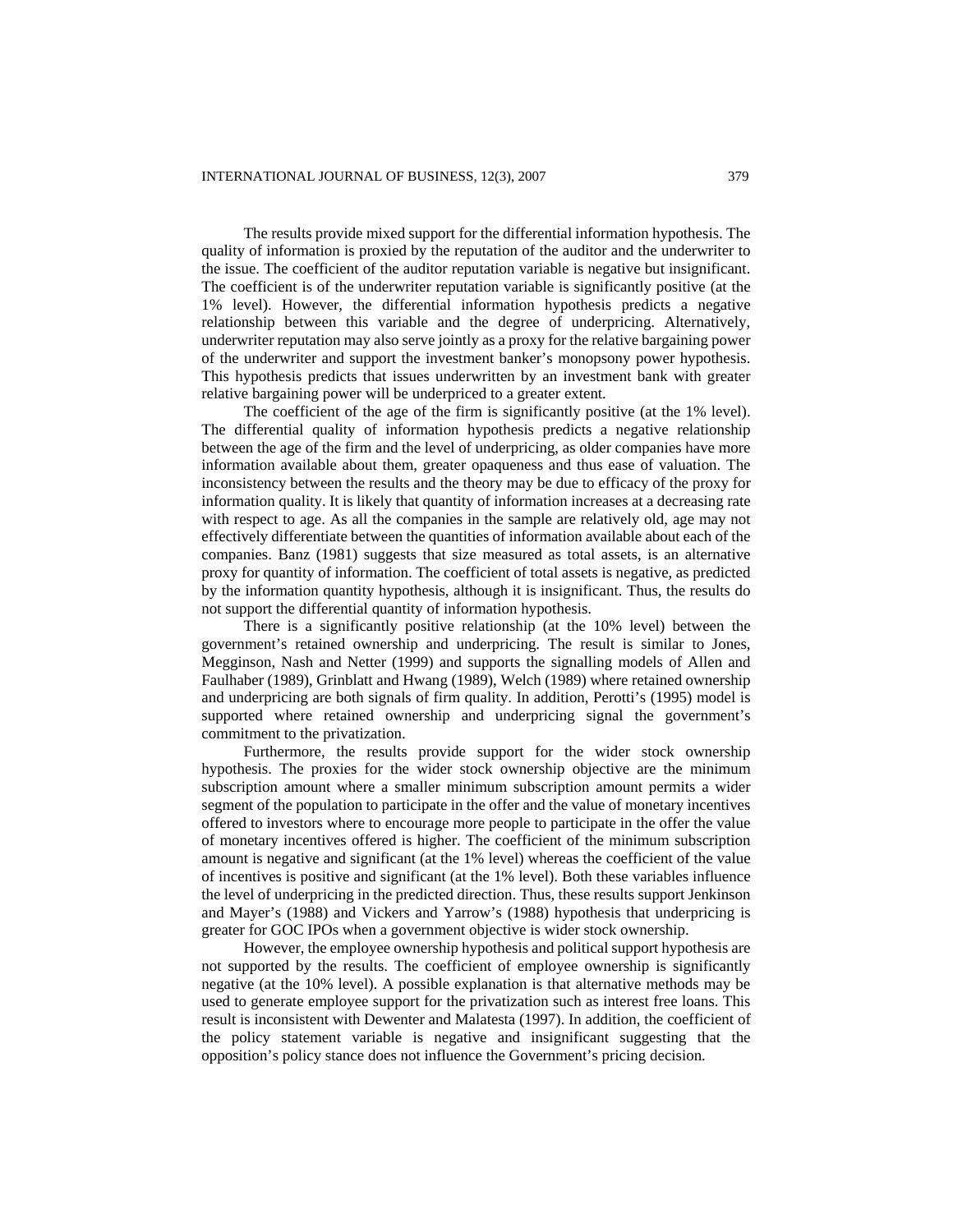The results provide mixed support for the differential information hypothesis. The quality of information is proxied by the reputation of the auditor and the underwriter to the issue. The coefficient of the auditor reputation variable is negative but insignificant. The coefficient is of the underwriter reputation variable is significantly positive (at the 1% level). However, the differential information hypothesis predicts a negative relationship between this variable and the degree of underpricing. Alternatively, underwriter reputation may also serve jointly as a proxy for the relative bargaining power of the underwriter and support the investment banker's monopsony power hypothesis. This hypothesis predicts that issues underwritten by an investment bank with greater relative bargaining power will be underpriced to a greater extent.

The coefficient of the age of the firm is significantly positive (at the 1% level). The differential quality of information hypothesis predicts a negative relationship between the age of the firm and the level of underpricing, as older companies have more information available about them, greater opaqueness and thus ease of valuation. The inconsistency between the results and the theory may be due to efficacy of the proxy for information quality. It is likely that quantity of information increases at a decreasing rate with respect to age. As all the companies in the sample are relatively old, age may not effectively differentiate between the quantities of information available about each of the companies. Banz (1981) suggests that size measured as total assets, is an alternative proxy for quantity of information. The coefficient of total assets is negative, as predicted by the information quantity hypothesis, although it is insignificant. Thus, the results do not support the differential quantity of information hypothesis.

There is a significantly positive relationship (at the 10% level) between the government's retained ownership and underpricing. The result is similar to Jones, Megginson, Nash and Netter (1999) and supports the signalling models of Allen and Faulhaber (1989), Grinblatt and Hwang (1989), Welch (1989) where retained ownership and underpricing are both signals of firm quality. In addition, Perotti's (1995) model is supported where retained ownership and underpricing signal the government's commitment to the privatization.

Furthermore, the results provide support for the wider stock ownership hypothesis. The proxies for the wider stock ownership objective are the minimum subscription amount where a smaller minimum subscription amount permits a wider segment of the population to participate in the offer and the value of monetary incentives offered to investors where to encourage more people to participate in the offer the value of monetary incentives offered is higher. The coefficient of the minimum subscription amount is negative and significant (at the 1% level) whereas the coefficient of the value of incentives is positive and significant (at the 1% level). Both these variables influence the level of underpricing in the predicted direction. Thus, these results support Jenkinson and Mayer's (1988) and Vickers and Yarrow's (1988) hypothesis that underpricing is greater for GOC IPOs when a government objective is wider stock ownership.

However, the employee ownership hypothesis and political support hypothesis are not supported by the results. The coefficient of employee ownership is significantly negative (at the 10% level). A possible explanation is that alternative methods may be used to generate employee support for the privatization such as interest free loans. This result is inconsistent with Dewenter and Malatesta (1997). In addition, the coefficient of the policy statement variable is negative and insignificant suggesting that the opposition's policy stance does not influence the Government's pricing decision.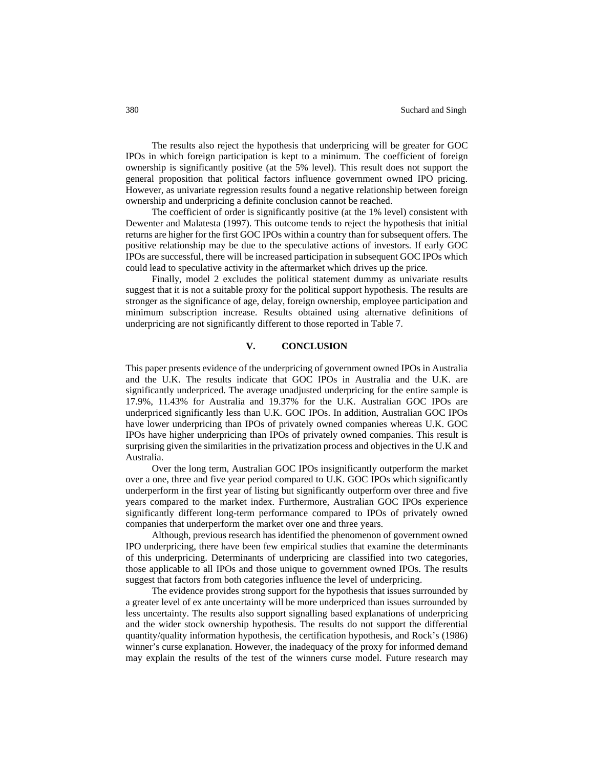The results also reject the hypothesis that underpricing will be greater for GOC IPOs in which foreign participation is kept to a minimum. The coefficient of foreign ownership is significantly positive (at the 5% level). This result does not support the general proposition that political factors influence government owned IPO pricing. However, as univariate regression results found a negative relationship between foreign ownership and underpricing a definite conclusion cannot be reached.

The coefficient of order is significantly positive (at the 1% level) consistent with Dewenter and Malatesta (1997). This outcome tends to reject the hypothesis that initial returns are higher for the first GOC IPOs within a country than for subsequent offers. The positive relationship may be due to the speculative actions of investors. If early GOC IPOs are successful, there will be increased participation in subsequent GOC IPOs which could lead to speculative activity in the aftermarket which drives up the price.

Finally, model 2 excludes the political statement dummy as univariate results suggest that it is not a suitable proxy for the political support hypothesis. The results are stronger as the significance of age, delay, foreign ownership, employee participation and minimum subscription increase. Results obtained using alternative definitions of underpricing are not significantly different to those reported in Table 7.

## V. CONCLUSION

This paper presents evidence of the underpricing of government owned IPOs in Australia and the U.K. The results indicate that GOC IPOs in Australia and the U.K. are significantly underpriced. The average unadjusted underpricing for the entire sample is 17.9%, 11.43% for Australia and 19.37% for the U.K. Australian GOC IPOs are underpriced significantly less than U.K. GOC IPOs. In addition, Australian GOC IPOs have lower underpricing than IPOs of privately owned companies whereas U.K. GOC IPOs have higher underpricing than IPOs of privately owned companies. This result is surprising given the similarities in the privatization process and objectives in the U.K and Australia.

Over the long term, Australian GOC IPOs insignificantly outperform the market over a one, three and five year period compared to U.K. GOC IPOs which significantly underperform in the first year of listing but significantly outperform over three and five years compared to the market index. Furthermore, Australian GOC IPOs experience significantly different long-term performance compared to IPOs of privately owned companies that underperform the market over one and three years.

Although, previous research has identified the phenomenon of government owned IPO underpricing, there have been few empirical studies that examine the determinants of this underpricing. Determinants of underpricing are classified into two categories, those applicable to all IPOs and those unique to government owned IPOs. The results suggest that factors from both categories influence the level of underpricing.

The evidence provides strong support for the hypothesis that issues surrounded by a greater level of ex ante uncertainty will be more underpriced than issues surrounded by less uncertainty. The results also support signalling based explanations of underpricing and the wider stock ownership hypothesis. The results do not support the differential quantity/quality information hypothesis, the certification hypothesis, and Rock's (1986) winner's curse explanation. However, the inadequacy of the proxy for informed demand may explain the results of the test of the winners curse model. Future research may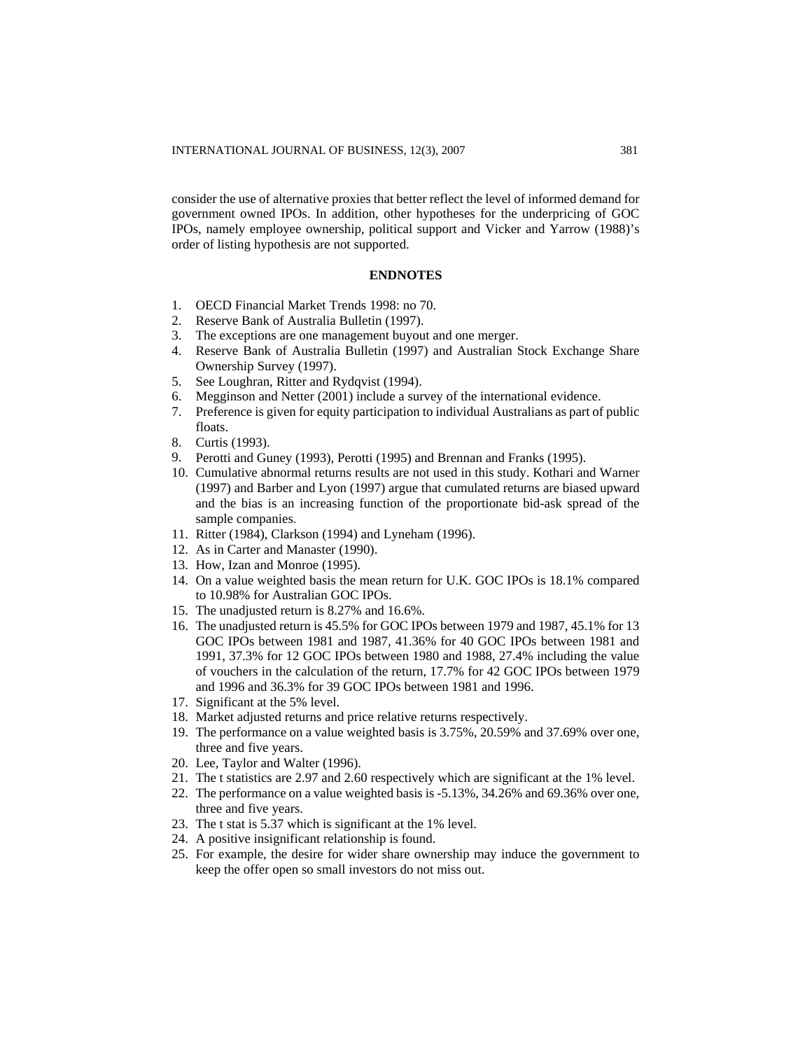consider the use of alternative proxies that better reflect the level of informed demand for government owned IPOs. In addition, other hypotheses for the underpricing of GOC IPOs, namely employee ownership, political support and Vicker and Yarrow (1988)'s order of listing hypothesis are not supported.

## ENDNOTES

1. OECD Financial Market Trends 1998: no 70.
2. Reserve Bank of Australia Bulletin (1997).
3. The exceptions are one management buyout and one merger.
4. Reserve Bank of Australia Bulletin (1997) and Australian Stock Exchange Share Ownership Survey (1997).
5. See Loughran, Ritter and Rydqvist (1994).
6. Megginson and Netter (2001) include a survey of the international evidence.
7. Preference is given for equity participation to individual Australians as part of public floats.
8. Curtis (1993).
9. Perotti and Guney (1993), Perotti (1995) and Brennan and Franks (1995).
10. Cumulative abnormal returns results are not used in this study. Kothari and Warner (1997) and Barber and Lyon (1997) argue that cumulated returns are biased upward and the bias is an increasing function of the proportionate bid-ask spread of the sample companies.
11. Ritter (1984), Clarkson (1994) and Lyneham (1996).
12. As in Carter and Manaster (1990).
13. How, Izan and Monroe (1995).
14. On a value weighted basis the mean return for U.K. GOC IPOs is 18.1% compared to 10.98% for Australian GOC IPOs.
15. The unadjusted return is 8.27% and 16.6%.
16. The unadjusted return is 45.5% for GOC IPOs between 1979 and 1987, 45.1% for 13 GOC IPOs between 1981 and 1987, 41.36% for 40 GOC IPOs between 1981 and 1991, 37.3% for 12 GOC IPOs between 1980 and 1988, 27.4% including the value of vouchers in the calculation of the return, 17.7% for 42 GOC IPOs between 1979 and 1996 and 36.3% for 39 GOC IPOs between 1981 and 1996.
17. Significant at the 5% level.
18. Market adjusted returns and price relative returns respectively.
19. The performance on a value weighted basis is 3.75%, 20.59% and 37.69% over one, three and five years.
20. Lee, Taylor and Walter (1996).
21. The t statistics are 2.97 and 2.60 respectively which are significant at the 1% level.
22. The performance on a value weighted basis is -5.13%, 34.26% and 69.36% over one, three and five years.
23. The t stat is 5.37 which is significant at the 1% level.
24. A positive insignificant relationship is found.
25. For example, the desire for wider share ownership may induce the government to keep the offer open so small investors do not miss out.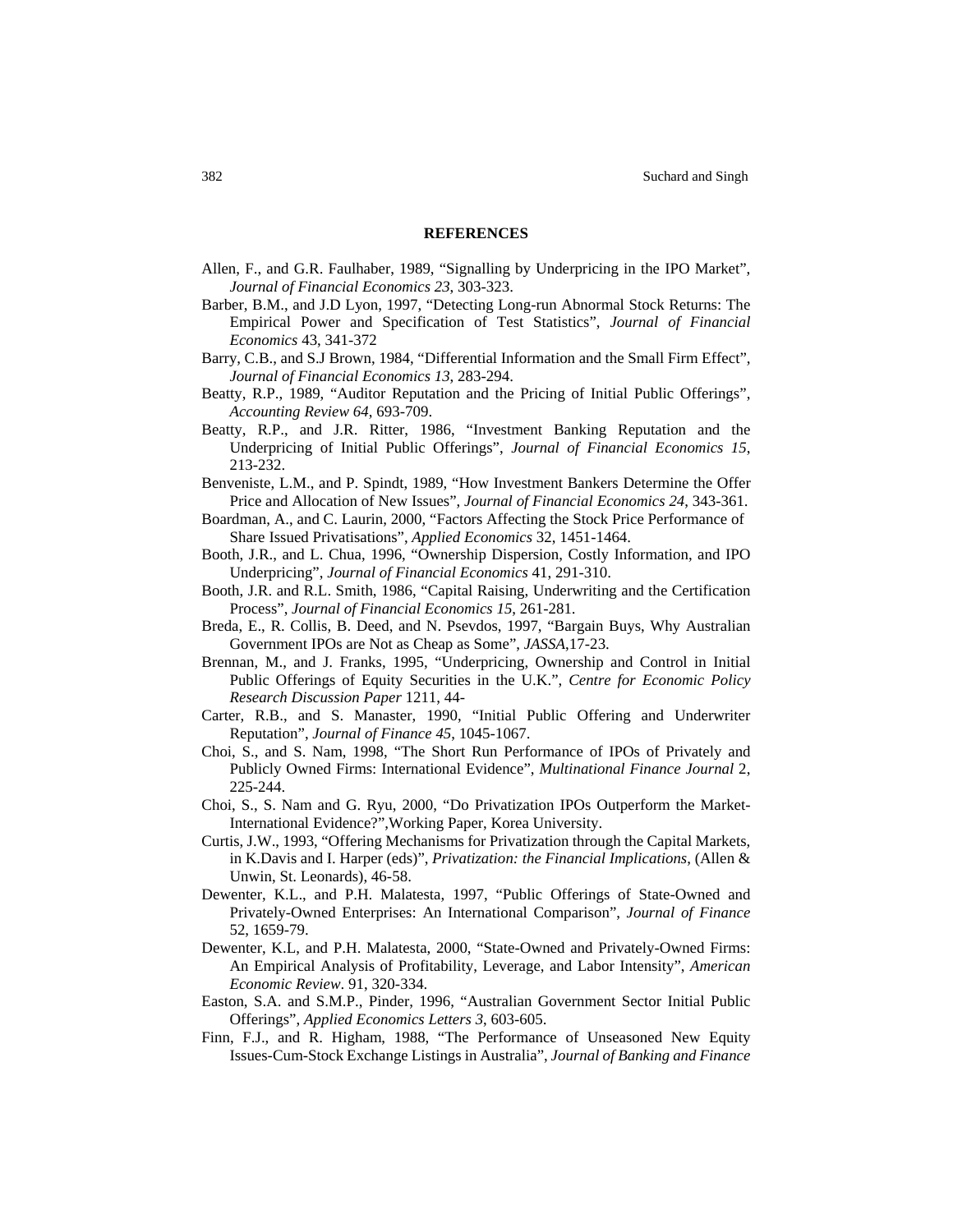## REFERENCES

Allen, F., and G.R. Faulhaber, 1989, "Signalling by Underpricing in the IPO Market", *Journal of Financial Economics 23*, 303-323.

Barber, B.M., and J.D Lyon, 1997, "Detecting Long-run Abnormal Stock Returns: The Empirical Power and Specification of Test Statistics", *Journal of Financial Economics* 43, 341-372

Barry, C.B., and S.J Brown, 1984, "Differential Information and the Small Firm Effect", *Journal of Financial Economics 13*, 283-294.

Beatty, R.P., 1989, "Auditor Reputation and the Pricing of Initial Public Offerings", *Accounting Review 64*, 693-709.

Beatty, R.P., and J.R. Ritter, 1986, "Investment Banking Reputation and the Underpricing of Initial Public Offerings", *Journal of Financial Economics 15*, 213-232.

Benveniste, L.M., and P. Spindt, 1989, "How Investment Bankers Determine the Offer Price and Allocation of New Issues", *Journal of Financial Economics 24*, 343-361.

Boardman, A., and C. Laurin, 2000, "Factors Affecting the Stock Price Performance of Share Issued Privatisations", *Applied Economics* 32, 1451-1464.

Booth, J.R., and L. Chua, 1996, "Ownership Dispersion, Costly Information, and IPO Underpricing", *Journal of Financial Economics* 41, 291-310.

Booth, J.R. and R.L. Smith, 1986, "Capital Raising, Underwriting and the Certification Process", *Journal of Financial Economics 15*, 261-281.

Breda, E., R. Collis, B. Deed, and N. Psevdos, 1997, "Bargain Buys, Why Australian Government IPOs are Not as Cheap as Some", *JASSA*,17-23.

Brennan, M., and J. Franks, 1995, "Underpricing, Ownership and Control in Initial Public Offerings of Equity Securities in the U.K.", *Centre for Economic Policy Research Discussion Paper* 1211, 44-

Carter, R.B., and S. Manaster, 1990, "Initial Public Offering and Underwriter Reputation", *Journal of Finance 45*, 1045-1067.

Choi, S., and S. Nam, 1998, "The Short Run Performance of IPOs of Privately and Publicly Owned Firms: International Evidence", *Multinational Finance Journal* 2, 225-244.

Choi, S., S. Nam and G. Ryu, 2000, "Do Privatization IPOs Outperform the Market-International Evidence?",Working Paper, Korea University.

Curtis, J.W., 1993, "Offering Mechanisms for Privatization through the Capital Markets, in K.Davis and I. Harper (eds)", *Privatization: the Financial Implications*, (Allen & Unwin, St. Leonards), 46-58.

Dewenter, K.L., and P.H. Malatesta, 1997, "Public Offerings of State-Owned and Privately-Owned Enterprises: An International Comparison", *Journal of Finance* 52, 1659-79.

Dewenter, K.L, and P.H. Malatesta, 2000, "State-Owned and Privately-Owned Firms: An Empirical Analysis of Profitability, Leverage, and Labor Intensity", *American Economic Review*. 91, 320-334.

Easton, S.A. and S.M.P., Pinder, 1996, "Australian Government Sector Initial Public Offerings", *Applied Economics Letters 3*, 603-605.

Finn, F.J., and R. Higham, 1988, "The Performance of Unseasoned New Equity Issues-Cum-Stock Exchange Listings in Australia", *Journal of Banking and Finance*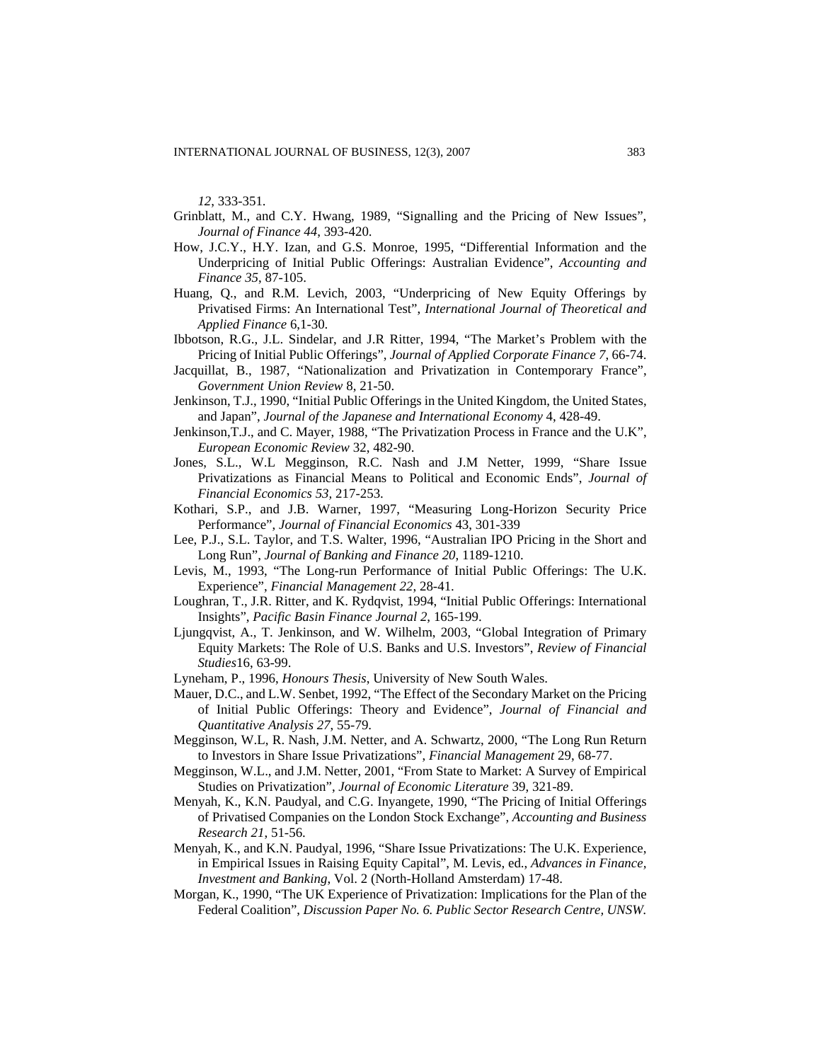*12*, 333-351.

Grinblatt, M., and C.Y. Hwang, 1989, "Signalling and the Pricing of New Issues", *Journal of Finance 44*, 393-420.

How, J.C.Y., H.Y. Izan, and G.S. Monroe, 1995, "Differential Information and the Underpricing of Initial Public Offerings: Australian Evidence", *Accounting and Finance 35*, 87-105.

Huang, Q., and R.M. Levich, 2003, "Underpricing of New Equity Offerings by Privatised Firms: An International Test", *International Journal of Theoretical and Applied Finance* 6,1-30.

Ibbotson, R.G., J.L. Sindelar, and J.R Ritter, 1994, "The Market's Problem with the Pricing of Initial Public Offerings", *Journal of Applied Corporate Finance 7*, 66-74.

Jacquillat, B., 1987, "Nationalization and Privatization in Contemporary France", *Government Union Review* 8, 21-50.

Jenkinson, T.J., 1990, "Initial Public Offerings in the United Kingdom, the United States, and Japan", *Journal of the Japanese and International Economy* 4, 428-49.

Jenkinson,T.J., and C. Mayer, 1988, "The Privatization Process in France and the U.K", *European Economic Review* 32, 482-90.

Jones, S.L., W.L Megginson, R.C. Nash and J.M Netter, 1999, "Share Issue Privatizations as Financial Means to Political and Economic Ends", *Journal of Financial Economics 53*, 217-253.

Kothari, S.P., and J.B. Warner, 1997, "Measuring Long-Horizon Security Price Performance", *Journal of Financial Economics* 43, 301-339

Lee, P.J., S.L. Taylor, and T.S. Walter, 1996, "Australian IPO Pricing in the Short and Long Run", *Journal of Banking and Finance 20*, 1189-1210.

Levis, M., 1993, "The Long-run Performance of Initial Public Offerings: The U.K. Experience", *Financial Management 22*, 28-41.

Loughran, T., J.R. Ritter, and K. Rydqvist, 1994, "Initial Public Offerings: International Insights", *Pacific Basin Finance Journal 2*, 165-199.

Ljungqvist, A., T. Jenkinson, and W. Wilhelm, 2003, "Global Integration of Primary Equity Markets: The Role of U.S. Banks and U.S. Investors", *Review of Financial Studies*16, 63-99.

Lyneham, P., 1996, *Honours Thesis*, University of New South Wales.

Mauer, D.C., and L.W. Senbet, 1992, "The Effect of the Secondary Market on the Pricing of Initial Public Offerings: Theory and Evidence", *Journal of Financial and Quantitative Analysis 27*, 55-79.

Megginson, W.L, R. Nash, J.M. Netter, and A. Schwartz, 2000, "The Long Run Return to Investors in Share Issue Privatizations", *Financial Management* 29, 68-77.

Megginson, W.L., and J.M. Netter, 2001, "From State to Market: A Survey of Empirical Studies on Privatization", *Journal of Economic Literature* 39, 321-89.

Menyah, K., K.N. Paudyal, and C.G. Inyangete, 1990, "The Pricing of Initial Offerings of Privatised Companies on the London Stock Exchange", *Accounting and Business Research 21*, 51-56.

Menyah, K., and K.N. Paudyal, 1996, "Share Issue Privatizations: The U.K. Experience, in Empirical Issues in Raising Equity Capital", M. Levis, ed., *Advances in Finance, Investment and Banking*, Vol. 2 (North-Holland Amsterdam) 17-48.

Morgan, K., 1990, "The UK Experience of Privatization: Implications for the Plan of the Federal Coalition", *Discussion Paper No. 6. Public Sector Research Centre, UNSW.*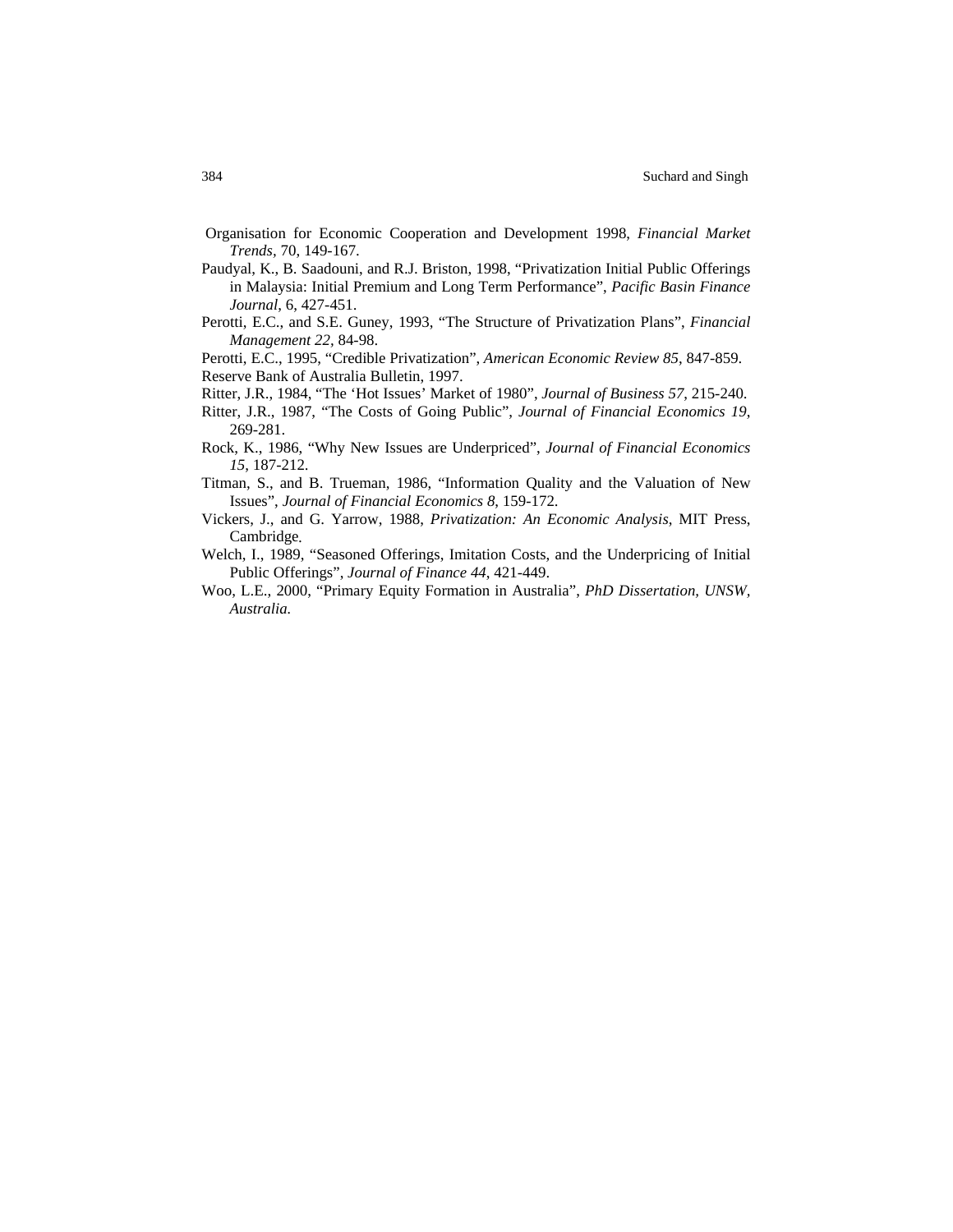Organisation for Economic Cooperation and Development 1998, *Financial Market Trends*, 70, 149-167.

Paudyal, K., B. Saadouni, and R.J. Briston, 1998, “Privatization Initial Public Offerings in Malaysia: Initial Premium and Long Term Performance”, *Pacific Basin Finance Journal*, 6, 427-451.

Perotti, E.C., and S.E. Guney, 1993, “The Structure of Privatization Plans”, *Financial Management 22*, 84-98.

Perotti, E.C., 1995, “Credible Privatization”, *American Economic Review 85*, 847-859.

Reserve Bank of Australia Bulletin, 1997.

Ritter, J.R., 1984, “The ‘Hot Issues’ Market of 1980”, *Journal of Business 57*, 215-240.

Ritter, J.R., 1987, “The Costs of Going Public”, *Journal of Financial Economics 19*, 269-281.

Rock, K., 1986, “Why New Issues are Underpriced”, *Journal of Financial Economics 15*, 187-212.

Titman, S., and B. Trueman, 1986, “Information Quality and the Valuation of New Issues”, *Journal of Financial Economics 8*, 159-172.

Vickers, J., and G. Yarrow, 1988, *Privatization: An Economic Analysis*, MIT Press, Cambridge.

Welch, I., 1989, “Seasoned Offerings, Imitation Costs, and the Underpricing of Initial Public Offerings”, *Journal of Finance 44*, 421-449.

Woo, L.E., 2000, “Primary Equity Formation in Australia”, *PhD Dissertation, UNSW, Australia.*